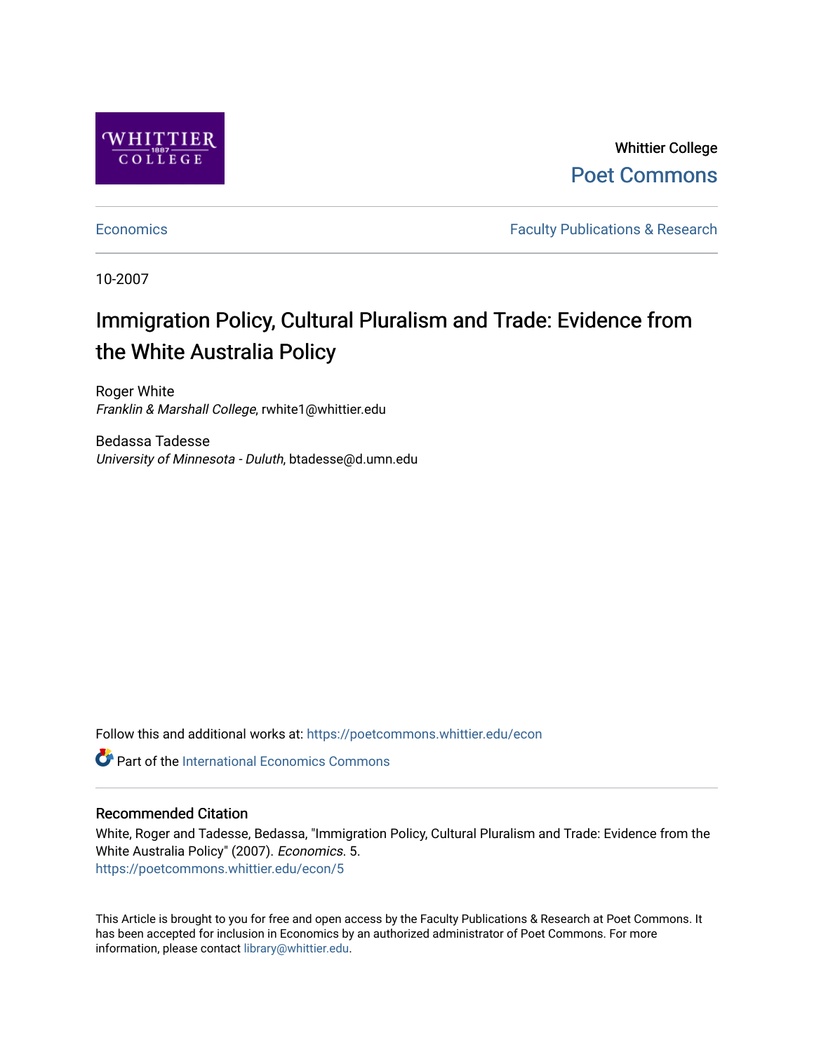Whittier College

Poet Commons

Economics

Faculty Publications & Research

10-2007

# Immigration Policy, Cultural Pluralism and Trade: Evidence from the White Australia Policy

Roger White
*Franklin & Marshall College*, rwhite1@whittier.edu

Bedassa Tadesse
*University of Minnesota - Duluth*, btadesse@d.umn.edu

Follow this and additional works at: https://poetcommons.whittier.edu/econ

Part of the International Economics Commons

## Recommended Citation

White, Roger and Tadesse, Bedassa, "Immigration Policy, Cultural Pluralism and Trade: Evidence from the White Australia Policy" (2007). *Economics*. 5.
https://poetcommons.whittier.edu/econ/5

This Article is brought to you for free and open access by the Faculty Publications & Research at Poet Commons. It has been accepted for inclusion in Economics by an authorized administrator of Poet Commons. For more information, please contact library@whittier.edu.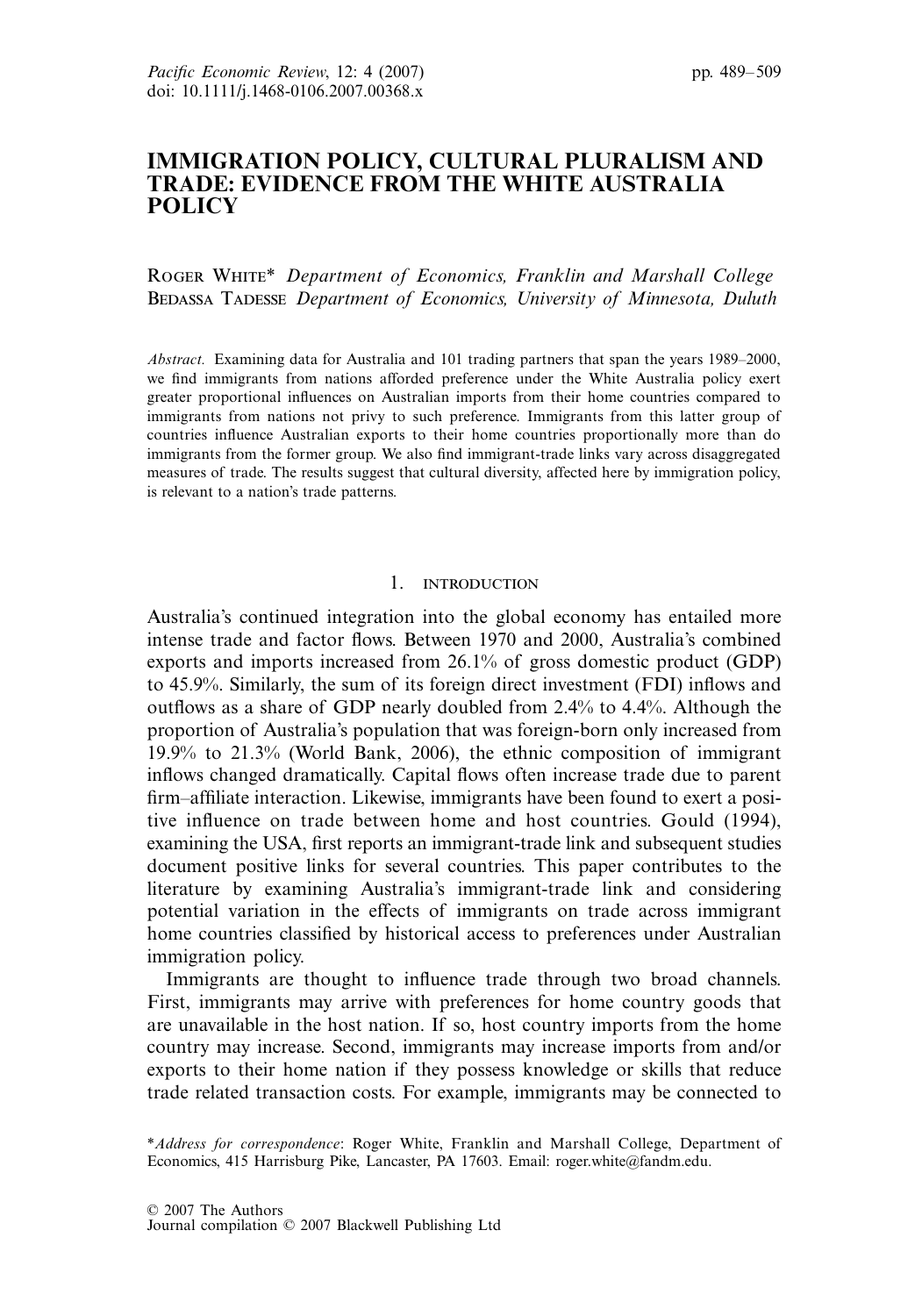# IMMIGRATION POLICY, CULTURAL PLURALISM AND TRADE: EVIDENCE FROM THE WHITE AUSTRALIA POLICY

Roger White* *Department of Economics, Franklin and Marshall College*
Bedassa Tadesse *Department of Economics, University of Minnesota, Duluth*

*Abstract.* Examining data for Australia and 101 trading partners that span the years 1989–2000, we find immigrants from nations afforded preference under the White Australia policy exert greater proportional influences on Australian imports from their home countries compared to immigrants from nations not privy to such preference. Immigrants from this latter group of countries influence Australian exports to their home countries proportionally more than do immigrants from the former group. We also find immigrant-trade links vary across disaggregated measures of trade. The results suggest that cultural diversity, affected here by immigration policy, is relevant to a nation's trade patterns.

## 1. INTRODUCTION

Australia's continued integration into the global economy has entailed more intense trade and factor flows. Between 1970 and 2000, Australia's combined exports and imports increased from 26.1% of gross domestic product (GDP) to 45.9%. Similarly, the sum of its foreign direct investment (FDI) inflows and outflows as a share of GDP nearly doubled from 2.4% to 4.4%. Although the proportion of Australia's population that was foreign-born only increased from 19.9% to 21.3% (World Bank, 2006), the ethnic composition of immigrant inflows changed dramatically. Capital flows often increase trade due to parent firm–affiliate interaction. Likewise, immigrants have been found to exert a positive influence on trade between home and host countries. Gould (1994), examining the USA, first reports an immigrant-trade link and subsequent studies document positive links for several countries. This paper contributes to the literature by examining Australia's immigrant-trade link and considering potential variation in the effects of immigrants on trade across immigrant home countries classified by historical access to preferences under Australian immigration policy.

Immigrants are thought to influence trade through two broad channels. First, immigrants may arrive with preferences for home country goods that are unavailable in the host nation. If so, host country imports from the home country may increase. Second, immigrants may increase imports from and/or exports to their home nation if they possess knowledge or skills that reduce trade related transaction costs. For example, immigrants may be connected to

\**Address for correspondence*: Roger White, Franklin and Marshall College, Department of Economics, 415 Harrisburg Pike, Lancaster, PA 17603. Email: roger.white@fandm.edu.

© 2007 The Authors
Journal compilation © 2007 Blackwell Publishing Ltd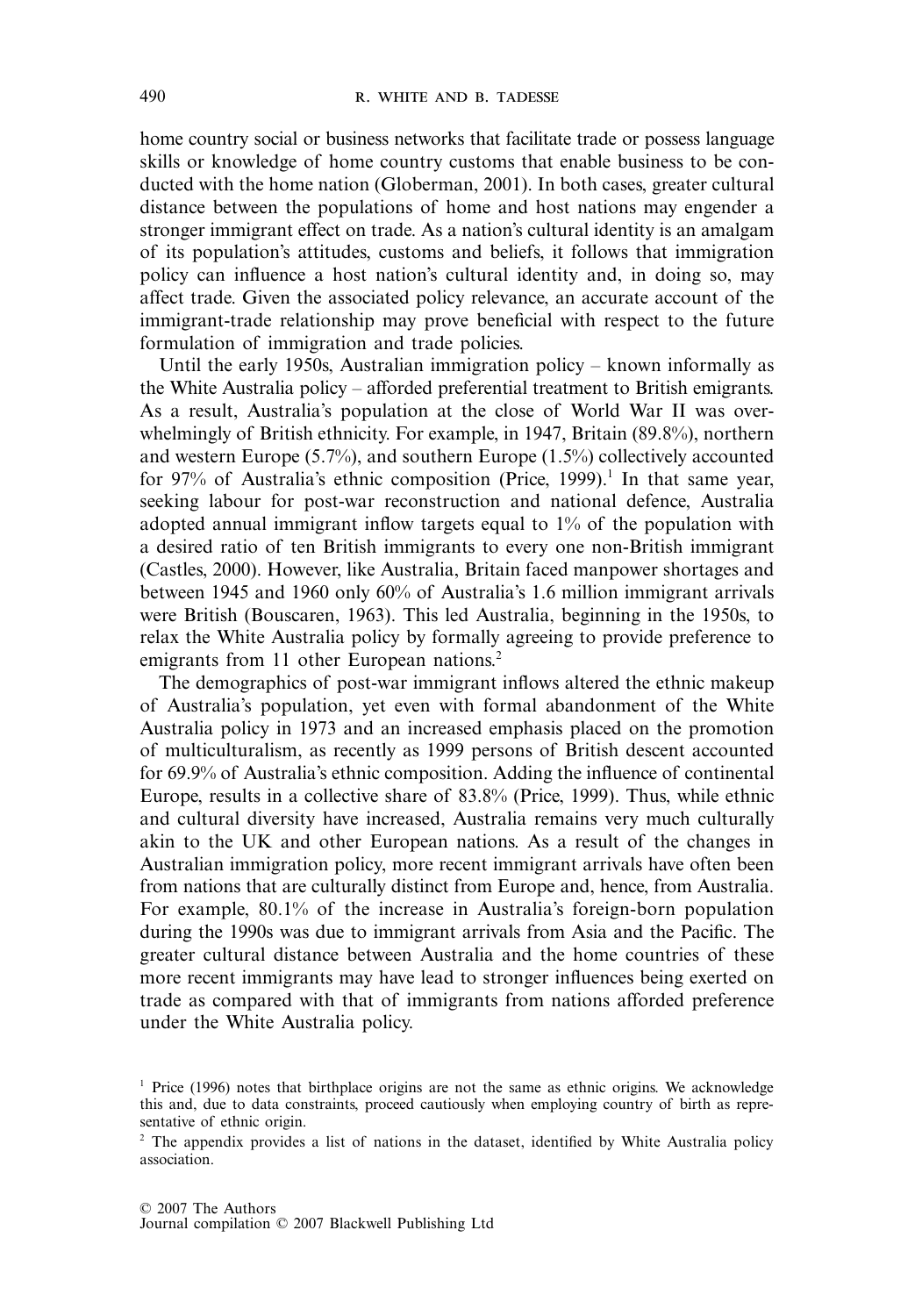home country social or business networks that facilitate trade or possess language skills or knowledge of home country customs that enable business to be conducted with the home nation (Globerman, 2001). In both cases, greater cultural distance between the populations of home and host nations may engender a stronger immigrant effect on trade. As a nation's cultural identity is an amalgam of its population's attitudes, customs and beliefs, it follows that immigration policy can influence a host nation's cultural identity and, in doing so, may affect trade. Given the associated policy relevance, an accurate account of the immigrant-trade relationship may prove beneficial with respect to the future formulation of immigration and trade policies.

Until the early 1950s, Australian immigration policy – known informally as the White Australia policy – afforded preferential treatment to British emigrants. As a result, Australia's population at the close of World War II was overwhelmingly of British ethnicity. For example, in 1947, Britain (89.8%), northern and western Europe (5.7%), and southern Europe (1.5%) collectively accounted for 97% of Australia's ethnic composition (Price, 1999).[1] In that same year, seeking labour for post-war reconstruction and national defence, Australia adopted annual immigrant inflow targets equal to 1% of the population with a desired ratio of ten British immigrants to every one non-British immigrant (Castles, 2000). However, like Australia, Britain faced manpower shortages and between 1945 and 1960 only 60% of Australia's 1.6 million immigrant arrivals were British (Bouscaren, 1963). This led Australia, beginning in the 1950s, to relax the White Australia policy by formally agreeing to provide preference to emigrants from 11 other European nations.[2]

The demographics of post-war immigrant inflows altered the ethnic makeup of Australia's population, yet even with formal abandonment of the White Australia policy in 1973 and an increased emphasis placed on the promotion of multiculturalism, as recently as 1999 persons of British descent accounted for 69.9% of Australia's ethnic composition. Adding the influence of continental Europe, results in a collective share of 83.8% (Price, 1999). Thus, while ethnic and cultural diversity have increased, Australia remains very much culturally akin to the UK and other European nations. As a result of the changes in Australian immigration policy, more recent immigrant arrivals have often been from nations that are culturally distinct from Europe and, hence, from Australia. For example, 80.1% of the increase in Australia's foreign-born population during the 1990s was due to immigrant arrivals from Asia and the Pacific. The greater cultural distance between Australia and the home countries of these more recent immigrants may have lead to stronger influences being exerted on trade as compared with that of immigrants from nations afforded preference under the White Australia policy.

[1] Price (1996) notes that birthplace origins are not the same as ethnic origins. We acknowledge this and, due to data constraints, proceed cautiously when employing country of birth as representative of ethnic origin.

[2] The appendix provides a list of nations in the dataset, identified by White Australia policy association.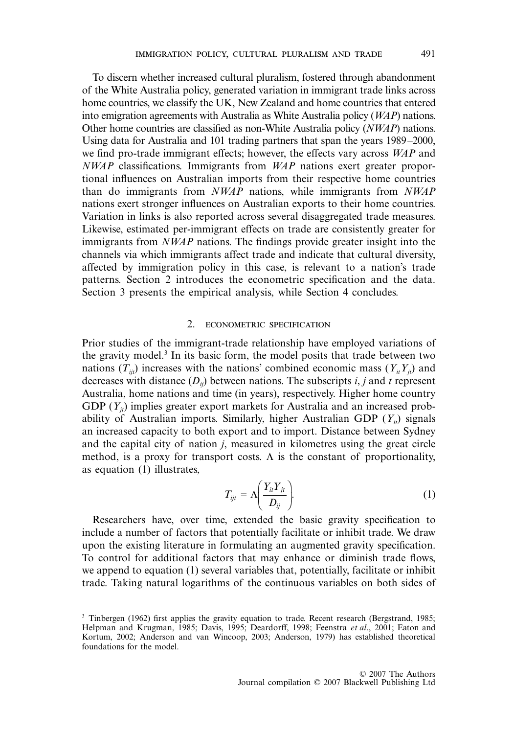To discern whether increased cultural pluralism, fostered through abandonment of the White Australia policy, generated variation in immigrant trade links across home countries, we classify the UK, New Zealand and home countries that entered into emigration agreements with Australia as White Australia policy (*WAP*) nations. Other home countries are classified as non-White Australia policy (*NWAP*) nations. Using data for Australia and 101 trading partners that span the years 1989–2000, we find pro-trade immigrant effects; however, the effects vary across *WAP* and *NWAP* classifications. Immigrants from *WAP* nations exert greater proportional influences on Australian imports from their respective home countries than do immigrants from *NWAP* nations, while immigrants from *NWAP* nations exert stronger influences on Australian exports to their home countries. Variation in links is also reported across several disaggregated trade measures. Likewise, estimated per-immigrant effects on trade are consistently greater for immigrants from *NWAP* nations. The findings provide greater insight into the channels via which immigrants affect trade and indicate that cultural diversity, affected by immigration policy in this case, is relevant to a nation's trade patterns. Section 2 introduces the econometric specification and the data. Section 3 presents the empirical analysis, while Section 4 concludes.

## 2. ECONOMETRIC SPECIFICATION

Prior studies of the immigrant-trade relationship have employed variations of the gravity model.[3] In its basic form, the model posits that trade between two nations ($T_{ijt}$) increases with the nations' combined economic mass ($Y_{it}Y_{jt}$) and decreases with distance ($D_{ij}$) between nations. The subscripts $i$, $j$ and $t$ represent Australia, home nations and time (in years), respectively. Higher home country GDP ($Y_{jt}$) implies greater export markets for Australia and an increased probability of Australian imports. Similarly, higher Australian GDP ($Y_{it}$) signals an increased capacity to both export and to import. Distance between Sydney and the capital city of nation $j$, measured in kilometres using the great circle method, is a proxy for transport costs. $\Lambda$ is the constant of proportionality, as equation (1) illustrates,

$$T_{ijt} = \Lambda\left(\frac{Y_{it}Y_{jt}}{D_{ij}}\right). \tag{1}$$

Researchers have, over time, extended the basic gravity specification to include a number of factors that potentially facilitate or inhibit trade. We draw upon the existing literature in formulating an augmented gravity specification. To control for additional factors that may enhance or diminish trade flows, we append to equation (1) several variables that, potentially, facilitate or inhibit trade. Taking natural logarithms of the continuous variables on both sides of

[3] Tinbergen (1962) first applies the gravity equation to trade. Recent research (Bergstrand, 1985; Helpman and Krugman, 1985; Davis, 1995; Deardorff, 1998; Feenstra *et al*., 2001; Eaton and Kortum, 2002; Anderson and van Wincoop, 2003; Anderson, 1979) has established theoretical foundations for the model.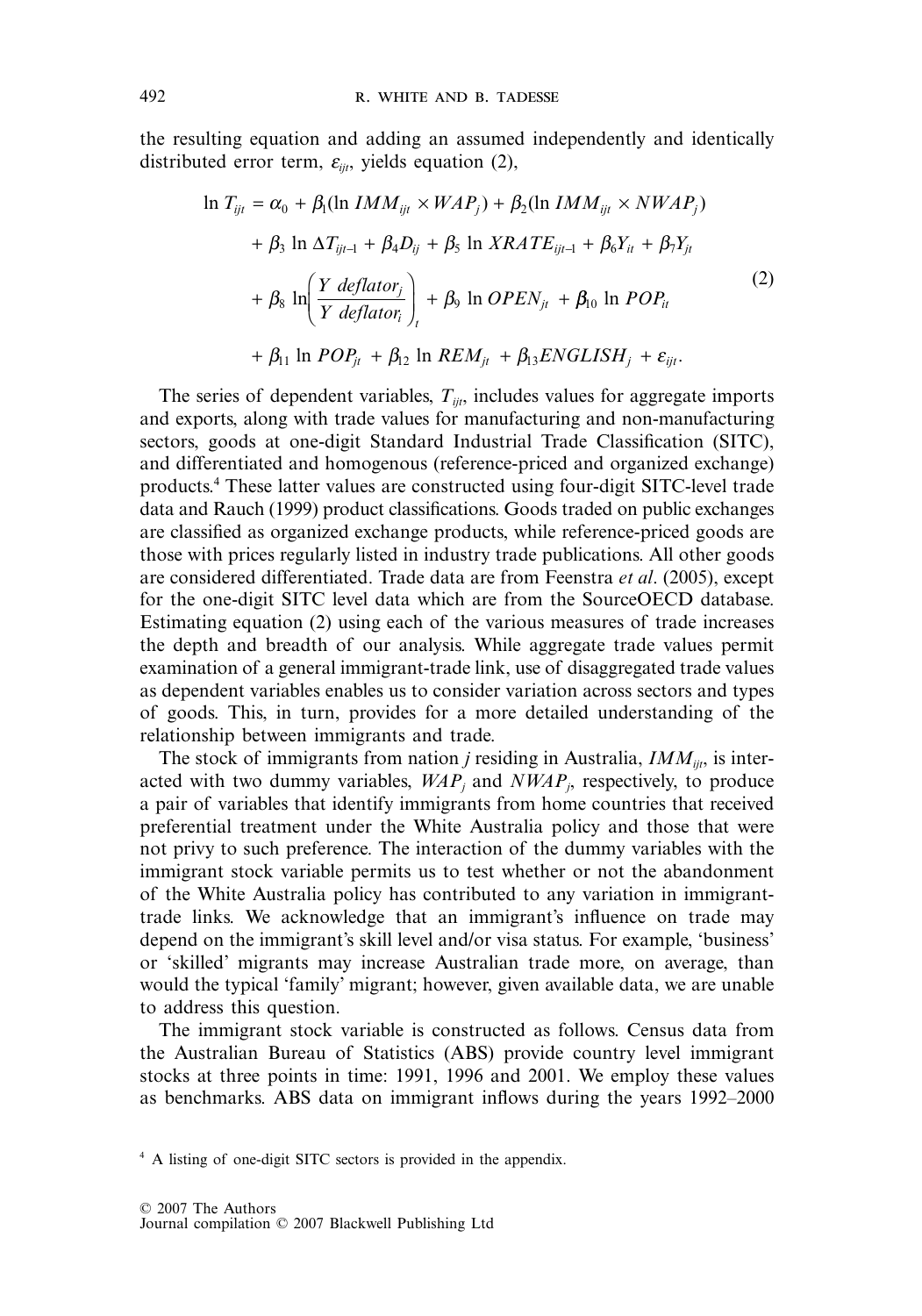the resulting equation and adding an assumed independently and identically distributed error term, $\varepsilon_{ijt}$, yields equation (2),

$$
\begin{aligned}
\ln T_{ijt} = {} & \alpha_0 + \beta_1(\ln IMM_{ijt} \times WAP_j) + \beta_2(\ln IMM_{ijt} \times NWAP_j) \\
& + \beta_3 \ln \Delta T_{ijt-1} + \beta_4 D_{ij} + \beta_5 \ln XRATE_{ijt-1} + \beta_6 Y_{it} + \beta_7 Y_{jt} \\
& + \beta_8 \ln\left(\frac{Y\ deflator_j}{Y\ deflator_i}\right)_t + \beta_9 \ln OPEN_{jt} + \beta_{10} \ln POP_{it} \\
& + \beta_{11} \ln POP_{jt} + \beta_{12} \ln REM_{jt} + \beta_{13} ENGLISH_j + \varepsilon_{ijt}.
\end{aligned} \tag{2}
$$

The series of dependent variables, $T_{ijt}$, includes values for aggregate imports and exports, along with trade values for manufacturing and non-manufacturing sectors, goods at one-digit Standard Industrial Trade Classification (SITC), and differentiated and homogenous (reference-priced and organized exchange) products.[4] These latter values are constructed using four-digit SITC-level trade data and Rauch (1999) product classifications. Goods traded on public exchanges are classified as organized exchange products, while reference-priced goods are those with prices regularly listed in industry trade publications. All other goods are considered differentiated. Trade data are from Feenstra *et al*. (2005), except for the one-digit SITC level data which are from the SourceOECD database. Estimating equation (2) using each of the various measures of trade increases the depth and breadth of our analysis. While aggregate trade values permit examination of a general immigrant-trade link, use of disaggregated trade values as dependent variables enables us to consider variation across sectors and types of goods. This, in turn, provides for a more detailed understanding of the relationship between immigrants and trade.

The stock of immigrants from nation *j* residing in Australia, $IMM_{ijt}$, is interacted with two dummy variables, $WAP_j$ and $NWAP_j$, respectively, to produce a pair of variables that identify immigrants from home countries that received preferential treatment under the White Australia policy and those that were not privy to such preference. The interaction of the dummy variables with the immigrant stock variable permits us to test whether or not the abandonment of the White Australia policy has contributed to any variation in immigrant-trade links. We acknowledge that an immigrant's influence on trade may depend on the immigrant's skill level and/or visa status. For example, 'business' or 'skilled' migrants may increase Australian trade more, on average, than would the typical 'family' migrant; however, given available data, we are unable to address this question.

The immigrant stock variable is constructed as follows. Census data from the Australian Bureau of Statistics (ABS) provide country level immigrant stocks at three points in time: 1991, 1996 and 2001. We employ these values as benchmarks. ABS data on immigrant inflows during the years 1992–2000

[4] A listing of one-digit SITC sectors is provided in the appendix.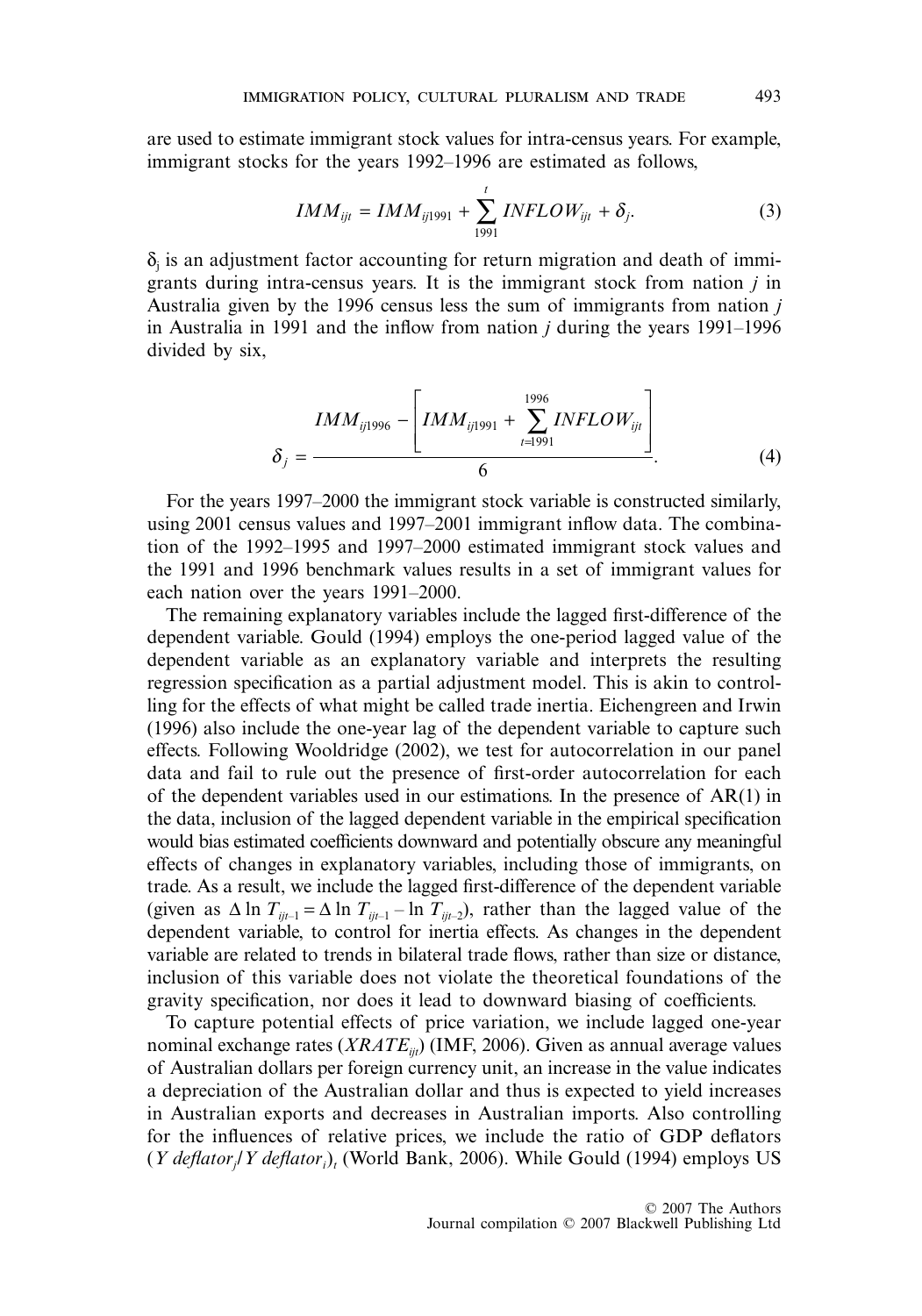are used to estimate immigrant stock values for intra-census years. For example, immigrant stocks for the years 1992–1996 are estimated as follows,

$$IMM_{ijt} = IMM_{ij1991} + \sum_{1991}^{t} INFLOW_{ijt} + \delta_j. \tag{3}$$

$\delta_j$ is an adjustment factor accounting for return migration and death of immigrants during intra-census years. It is the immigrant stock from nation $j$ in Australia given by the 1996 census less the sum of immigrants from nation $j$ in Australia in 1991 and the inflow from nation $j$ during the years 1991–1996 divided by six,

$$\delta_j = \frac{IMM_{ij1996} - \left[ IMM_{ij1991} + \sum_{t=1991}^{1996} INFLOW_{ijt} \right]}{6}. \tag{4}$$

For the years 1997–2000 the immigrant stock variable is constructed similarly, using 2001 census values and 1997–2001 immigrant inflow data. The combination of the 1992–1995 and 1997–2000 estimated immigrant stock values and the 1991 and 1996 benchmark values results in a set of immigrant values for each nation over the years 1991–2000.

The remaining explanatory variables include the lagged first-difference of the dependent variable. Gould (1994) employs the one-period lagged value of the dependent variable as an explanatory variable and interprets the resulting regression specification as a partial adjustment model. This is akin to controlling for the effects of what might be called trade inertia. Eichengreen and Irwin (1996) also include the one-year lag of the dependent variable to capture such effects. Following Wooldridge (2002), we test for autocorrelation in our panel data and fail to rule out the presence of first-order autocorrelation for each of the dependent variables used in our estimations. In the presence of AR(1) in the data, inclusion of the lagged dependent variable in the empirical specification would bias estimated coefficients downward and potentially obscure any meaningful effects of changes in explanatory variables, including those of immigrants, on trade. As a result, we include the lagged first-difference of the dependent variable (given as $\Delta \ln T_{ijt-1} = \Delta \ln T_{ijt-1} - \ln T_{ijt-2}$), rather than the lagged value of the dependent variable, to control for inertia effects. As changes in the dependent variable are related to trends in bilateral trade flows, rather than size or distance, inclusion of this variable does not violate the theoretical foundations of the gravity specification, nor does it lead to downward biasing of coefficients.

To capture potential effects of price variation, we include lagged one-year nominal exchange rates ($XRATE_{ijt}$) (IMF, 2006). Given as annual average values of Australian dollars per foreign currency unit, an increase in the value indicates a depreciation of the Australian dollar and thus is expected to yield increases in Australian exports and decreases in Australian imports. Also controlling for the influences of relative prices, we include the ratio of GDP deflators $(Y\ deflator_j / Y\ deflator_i)_t$ (World Bank, 2006). While Gould (1994) employs US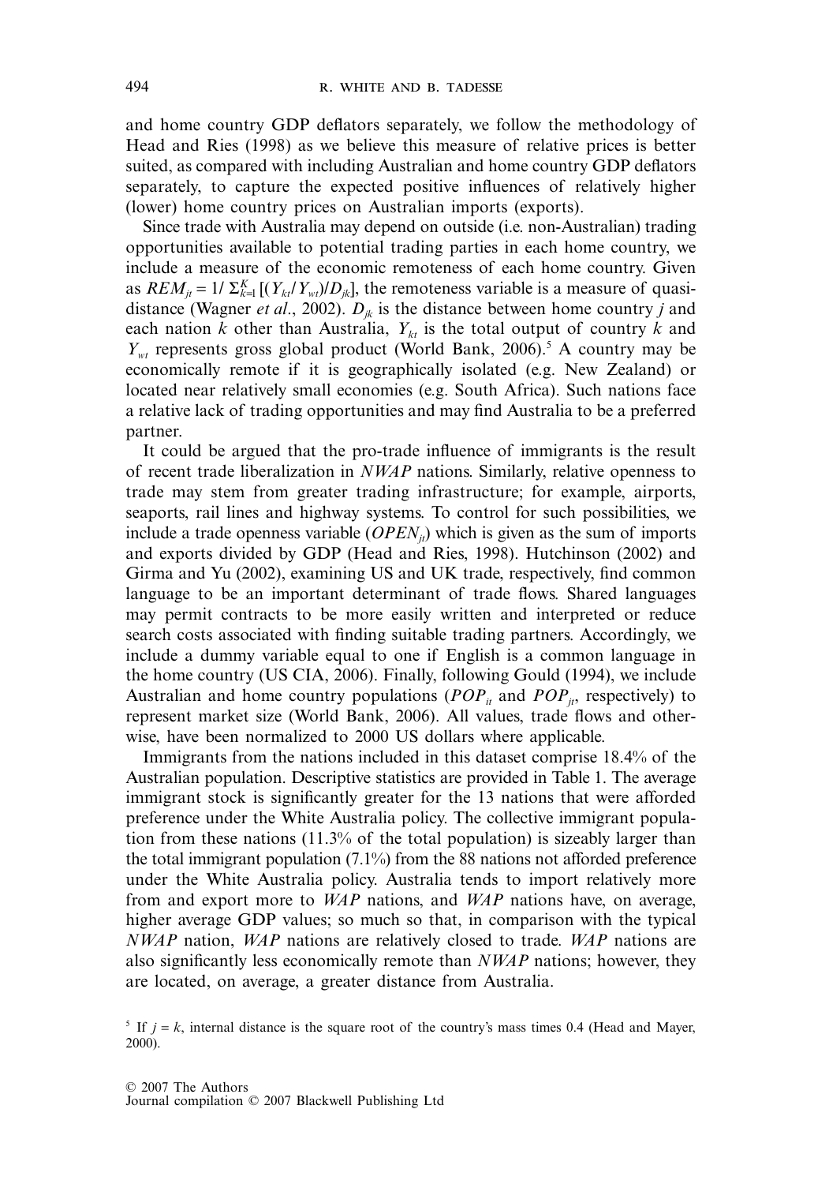and home country GDP deflators separately, we follow the methodology of Head and Ries (1998) as we believe this measure of relative prices is better suited, as compared with including Australian and home country GDP deflators separately, to capture the expected positive influences of relatively higher (lower) home country prices on Australian imports (exports).

Since trade with Australia may depend on outside (i.e. non-Australian) trading opportunities available to potential trading parties in each home country, we include a measure of the economic remoteness of each home country. Given as $REM_{jt} = 1/\sum_{k=1}^{K} [(Y_{kt}/Y_{wt})/D_{jk}]$, the remoteness variable is a measure of quasi-distance (Wagner *et al*., 2002). $D_{jk}$ is the distance between home country $j$ and each nation $k$ other than Australia, $Y_{kt}$ is the total output of country $k$ and $Y_{wt}$ represents gross global product (World Bank, 2006).[5] A country may be economically remote if it is geographically isolated (e.g. New Zealand) or located near relatively small economies (e.g. South Africa). Such nations face a relative lack of trading opportunities and may find Australia to be a preferred partner.

It could be argued that the pro-trade influence of immigrants is the result of recent trade liberalization in *NWAP* nations. Similarly, relative openness to trade may stem from greater trading infrastructure; for example, airports, seaports, rail lines and highway systems. To control for such possibilities, we include a trade openness variable ($OPEN_{jt}$) which is given as the sum of imports and exports divided by GDP (Head and Ries, 1998). Hutchinson (2002) and Girma and Yu (2002), examining US and UK trade, respectively, find common language to be an important determinant of trade flows. Shared languages may permit contracts to be more easily written and interpreted or reduce search costs associated with finding suitable trading partners. Accordingly, we include a dummy variable equal to one if English is a common language in the home country (US CIA, 2006). Finally, following Gould (1994), we include Australian and home country populations ($POP_{it}$ and $POP_{jt}$, respectively) to represent market size (World Bank, 2006). All values, trade flows and otherwise, have been normalized to 2000 US dollars where applicable.

Immigrants from the nations included in this dataset comprise 18.4% of the Australian population. Descriptive statistics are provided in Table 1. The average immigrant stock is significantly greater for the 13 nations that were afforded preference under the White Australia policy. The collective immigrant population from these nations (11.3% of the total population) is sizeably larger than the total immigrant population (7.1%) from the 88 nations not afforded preference under the White Australia policy. Australia tends to import relatively more from and export more to *WAP* nations, and *WAP* nations have, on average, higher average GDP values; so much so that, in comparison with the typical *NWAP* nation, *WAP* nations are relatively closed to trade. *WAP* nations are also significantly less economically remote than *NWAP* nations; however, they are located, on average, a greater distance from Australia.

[5] If $j = k$, internal distance is the square root of the country's mass times 0.4 (Head and Mayer, 2000).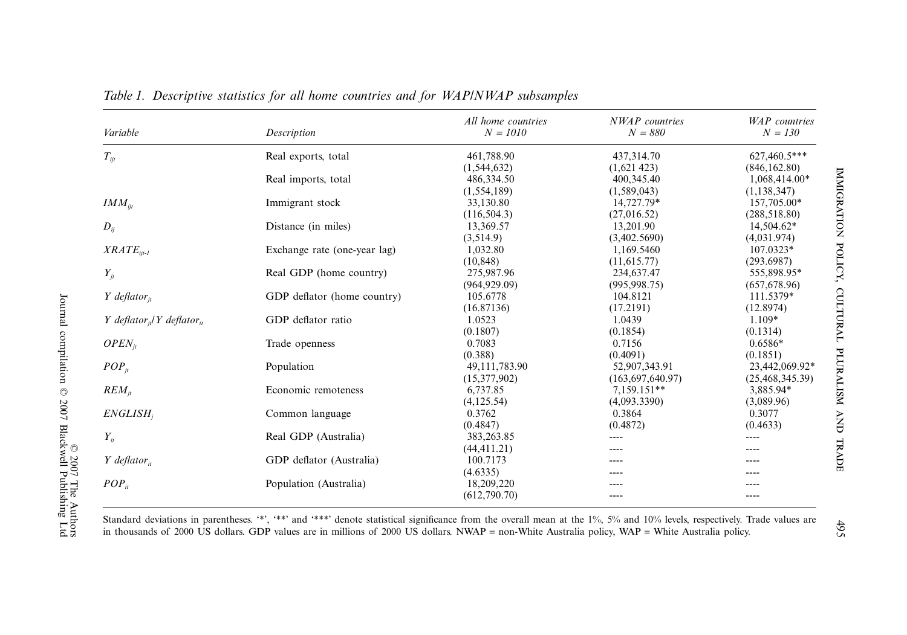*Table 1. Descriptive statistics for all home countries and for WAP/NWAP subsamples*

| *Variable* | *Description* | *All home countries* $N = 1010$ | *NWAP countries* $N = 880$ | *WAP countries* $N = 130$ |
|---|---|---|---|---|
| $T_{ijt}$ | Real exports, total | 461,788.90 | 437,314.70 | 627,460.5*** |
| | | (1,544,632) | (1,621 423) | (846,162.80) |
| | Real imports, total | 486,334.50 | 400,345.40 | 1,068,414.00* |
| | | (1,554,189) | (1,589,043) | (1,138,347) |
| $IMM_{ijt}$ | Immigrant stock | 33,130.80 | 14,727.79* | 157,705.00* |
| | | (116,504.3) | (27,016.52) | (288,518.80) |
| $D_{ij}$ | Distance (in miles) | 13,369.57 | 13,201.90 | 14,504.62* |
| | | (3,514.9) | (3,402.5690) | (4,031.974) |
| $XRATE_{ijt-1}$ | Exchange rate (one-year lag) | 1,032.80 | 1,169.5460 | 107.0323* |
| | | (10,848) | (11,615.77) | (293.6987) |
| $Y_{jt}$ | Real GDP (home country) | 275,987.96 | 234,637.47 | 555,898.95* |
| | | (964,929.09) | (995,998.75) | (657,678.96) |
| $Y\ deflator_{jt}$ | GDP deflator (home country) | 105.6778 | 104.8121 | 111.5379* |
| | | (16.87136) | (17.2191) | (12.8974) |
| $Y\ deflator_{jt}/Y\ deflator_{it}$ | GDP deflator ratio | 1.0523 | 1.0439 | 1.109* |
| | | (0.1807) | (0.1854) | (0.1314) |
| $OPEN_{jt}$ | Trade openness | 0.7083 | 0.7156 | 0.6586* |
| | | (0.388) | (0.4091) | (0.1851) |
| $POP_{jt}$ | Population | 49,111,783.90 | 52,907,343.91 | 23,442,069.92* |
| | | (15,377,902) | (163,697,640.97) | (25,468,345.39) |
| $REM_{jt}$ | Economic remoteness | 6,737.85 | 7,159.151** | 3,885.94* |
| | | (4,125.54) | (4,093.3390) | (3,089.96) |
| $ENGLISH_{j}$ | Common language | 0.3762 | 0.3864 | 0.3077 |
| | | (0.4847) | (0.4872) | (0.4633) |
| $Y_{it}$ | Real GDP (Australia) | 383,263.85 | ---- | ---- |
| | | (44,411.21) | ---- | ---- |
| $Y\ deflator_{it}$ | GDP deflator (Australia) | 100.7173 | ---- | ---- |
| | | (4.6335) | ---- | ---- |
| $POP_{it}$ | Population (Australia) | 18,209,220 | ---- | ---- |
| | | (612,790.70) | ---- | ---- |

Standard deviations in parentheses. '*', '**' and '***' denote statistical significance from the overall mean at the 1%, 5% and 10% levels, respectively. Trade values are in thousands of 2000 US dollars. GDP values are in millions of 2000 US dollars. NWAP = non-White Australia policy, WAP = White Australia policy.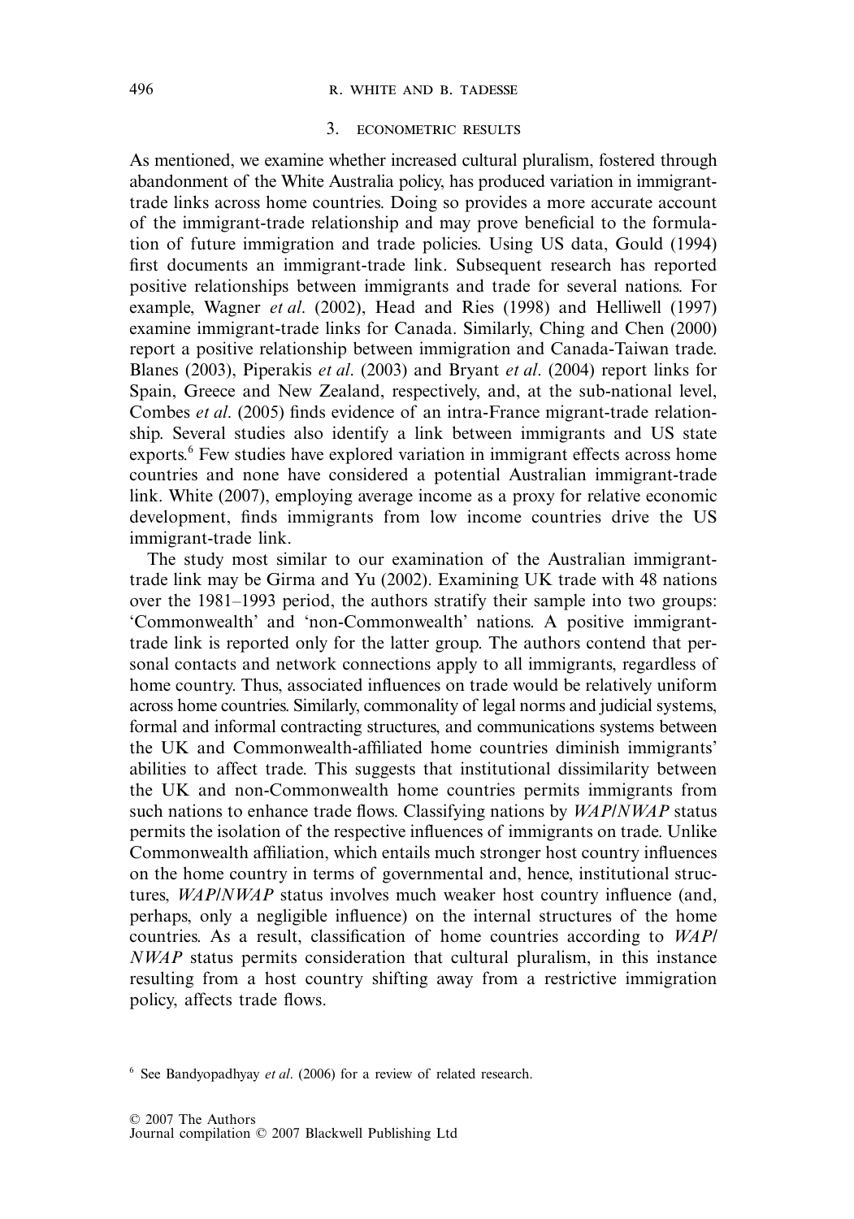## 3. ECONOMETRIC RESULTS

As mentioned, we examine whether increased cultural pluralism, fostered through abandonment of the White Australia policy, has produced variation in immigrant-trade links across home countries. Doing so provides a more accurate account of the immigrant-trade relationship and may prove beneficial to the formulation of future immigration and trade policies. Using US data, Gould (1994) first documents an immigrant-trade link. Subsequent research has reported positive relationships between immigrants and trade for several nations. For example, Wagner *et al*. (2002), Head and Ries (1998) and Helliwell (1997) examine immigrant-trade links for Canada. Similarly, Ching and Chen (2000) report a positive relationship between immigration and Canada-Taiwan trade. Blanes (2003), Piperakis *et al*. (2003) and Bryant *et al*. (2004) report links for Spain, Greece and New Zealand, respectively, and, at the sub-national level, Combes *et al*. (2005) finds evidence of an intra-France migrant-trade relationship. Several studies also identify a link between immigrants and US state exports.[6] Few studies have explored variation in immigrant effects across home countries and none have considered a potential Australian immigrant-trade link. White (2007), employing average income as a proxy for relative economic development, finds immigrants from low income countries drive the US immigrant-trade link.

The study most similar to our examination of the Australian immigrant-trade link may be Girma and Yu (2002). Examining UK trade with 48 nations over the 1981–1993 period, the authors stratify their sample into two groups: 'Commonwealth' and 'non-Commonwealth' nations. A positive immigrant-trade link is reported only for the latter group. The authors contend that personal contacts and network connections apply to all immigrants, regardless of home country. Thus, associated influences on trade would be relatively uniform across home countries. Similarly, commonality of legal norms and judicial systems, formal and informal contracting structures, and communications systems between the UK and Commonwealth-affiliated home countries diminish immigrants' abilities to affect trade. This suggests that institutional dissimilarity between the UK and non-Commonwealth home countries permits immigrants from such nations to enhance trade flows. Classifying nations by *WAP*/*NWAP* status permits the isolation of the respective influences of immigrants on trade. Unlike Commonwealth affiliation, which entails much stronger host country influences on the home country in terms of governmental and, hence, institutional structures, *WAP*/*NWAP* status involves much weaker host country influence (and, perhaps, only a negligible influence) on the internal structures of the home countries. As a result, classification of home countries according to *WAP*/*NWAP* status permits consideration that cultural pluralism, in this instance resulting from a host country shifting away from a restrictive immigration policy, affects trade flows.

[6] See Bandyopadhyay *et al*. (2006) for a review of related research.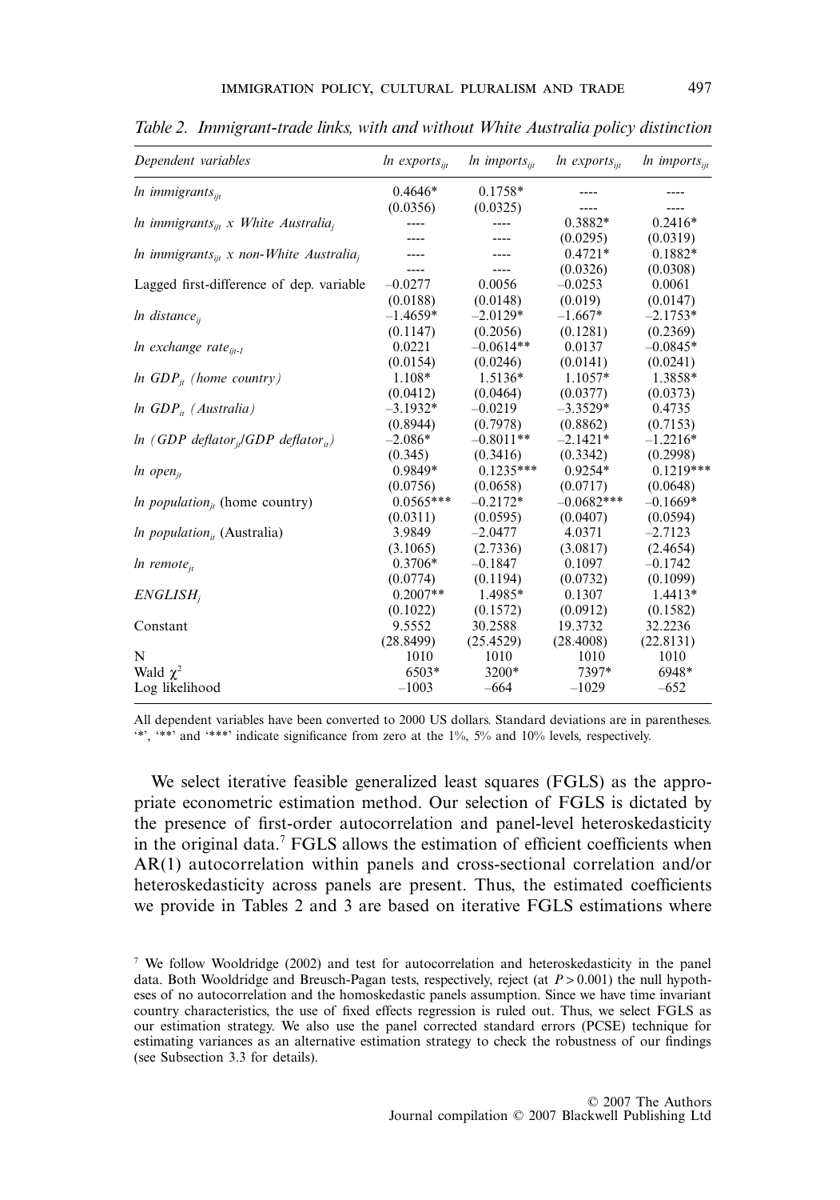*Table 2. Immigrant-trade links, with and without White Australia policy distinction*

| *Dependent variables* | *ln exports$_{ijt}$* | *ln imports$_{ijt}$* | *ln exports$_{ijt}$* | *ln imports$_{ijt}$* |
|---|---|---|---|---|
| *ln immigrants$_{ijt}$* | 0.4646* | 0.1758* | ---- | ---- |
| | (0.0356) | (0.0325) | ---- | ---- |
| *ln immigrants$_{ijt}$ x White Australia$_j$* | ---- | ---- | 0.3882* | 0.2416* |
| | ---- | ---- | (0.0295) | (0.0319) |
| *ln immigrants$_{ijt}$ x non-White Australia$_j$* | ---- | ---- | 0.4721* | 0.1882* |
| | ---- | ---- | (0.0326) | (0.0308) |
| Lagged first-difference of dep. variable | –0.0277 | 0.0056 | –0.0253 | 0.0061 |
| | (0.0188) | (0.0148) | (0.019) | (0.0147) |
| *ln distance$_{ij}$* | –1.4659* | –2.0129* | –1.667* | –2.1753* |
| | (0.1147) | (0.2056) | (0.1281) | (0.2369) |
| *ln exchange rate$_{ijt-1}$* | 0.0221 | –0.0614** | 0.0137 | –0.0845* |
| | (0.0154) | (0.0246) | (0.0141) | (0.0241) |
| *ln GDP$_{jt}$ (home country)* | 1.108* | 1.5136* | 1.1057* | 1.3858* |
| | (0.0412) | (0.0464) | (0.0377) | (0.0373) |
| *ln GDP$_{it}$ (Australia)* | –3.1932* | –0.0219 | –3.3529* | 0.4735 |
| | (0.8944) | (0.7978) | (0.8862) | (0.7153) |
| *ln (GDP deflator$_{jt}$/GDP deflator$_{it}$)* | –2.086* | –0.8011** | –2.1421* | –1.2216* |
| | (0.345) | (0.3416) | (0.3342) | (0.2998) |
| *ln open$_{jt}$* | 0.9849* | 0.1235*** | 0.9254* | 0.1219*** |
| | (0.0756) | (0.0658) | (0.0717) | (0.0648) |
| *ln population$_{jt}$* (home country) | 0.0565*** | –0.2172* | –0.0682*** | –0.1669* |
| | (0.0311) | (0.0595) | (0.0407) | (0.0594) |
| *ln population$_{it}$* (Australia) | 3.9849 | –2.0477 | 4.0371 | –2.7123 |
| | (3.1065) | (2.7336) | (3.0817) | (2.4654) |
| *ln remote$_{jt}$* | 0.3706* | –0.1847 | 0.1097 | –0.1742 |
| | (0.0774) | (0.1194) | (0.0732) | (0.1099) |
| *ENGLISH$_j$* | 0.2007** | 1.4985* | 0.1307 | 1.4413* |
| | (0.1022) | (0.1572) | (0.0912) | (0.1582) |
| Constant | 9.5552 | 30.2588 | 19.3732 | 32.2236 |
| | (28.8499) | (25.4529) | (28.4008) | (22.8131) |
| N | 1010 | 1010 | 1010 | 1010 |
| Wald $\chi^2$ | 6503* | 3200* | 7397* | 6948* |
| Log likelihood | –1003 | –664 | –1029 | –652 |

All dependent variables have been converted to 2000 US dollars. Standard deviations are in parentheses. '*', '**' and '***' indicate significance from zero at the 1%, 5% and 10% levels, respectively.

We select iterative feasible generalized least squares (FGLS) as the appropriate econometric estimation method. Our selection of FGLS is dictated by the presence of first-order autocorrelation and panel-level heteroskedasticity in the original data.[7] FGLS allows the estimation of efficient coefficients when AR(1) autocorrelation within panels and cross-sectional correlation and/or heteroskedasticity across panels are present. Thus, the estimated coefficients we provide in Tables 2 and 3 are based on iterative FGLS estimations where

[7] We follow Wooldridge (2002) and test for autocorrelation and heteroskedasticity in the panel data. Both Wooldridge and Breusch-Pagan tests, respectively, reject (at $P > 0.001$) the null hypotheses of no autocorrelation and the homoskedastic panels assumption. Since we have time invariant country characteristics, the use of fixed effects regression is ruled out. Thus, we select FGLS as our estimation strategy. We also use the panel corrected standard errors (PCSE) technique for estimating variances as an alternative estimation strategy to check the robustness of our findings (see Subsection 3.3 for details).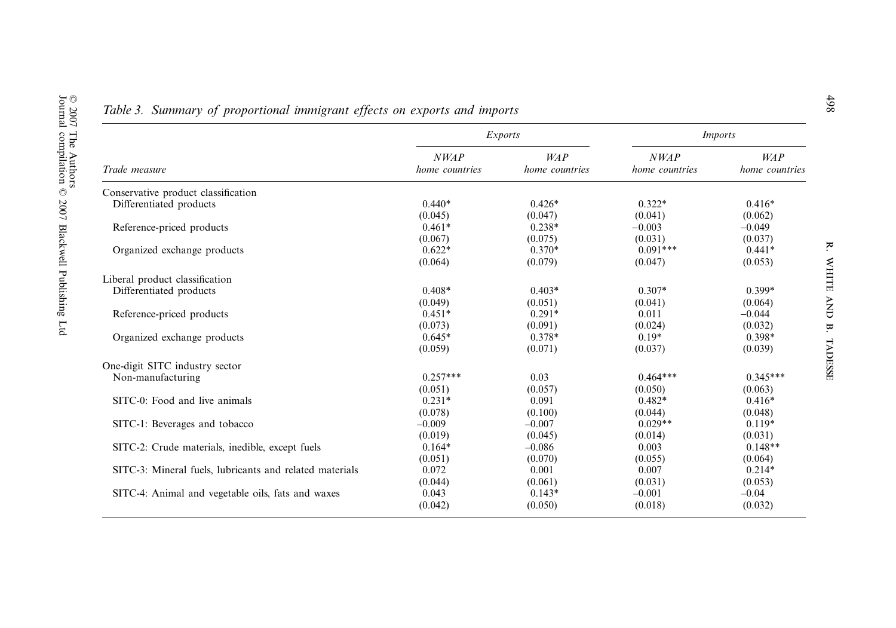*Table 3. Summary of proportional immigrant effects on exports and imports*

| Trade measure | Exports | | Imports | |
|---|---|---|---|---|
| | *NWAP home countries* | *WAP home countries* | *NWAP home countries* | *WAP home countries* |
| Conservative product classification | | | | |
| Differentiated products | 0.440* | 0.426* | 0.322* | 0.416* |
| | (0.045) | (0.047) | (0.041) | (0.062) |
| Reference-priced products | 0.461* | 0.238* | −0.003 | −0.049 |
| | (0.067) | (0.075) | (0.031) | (0.037) |
| Organized exchange products | 0.622* | 0.370* | 0.091*** | 0.441* |
| | (0.064) | (0.079) | (0.047) | (0.053) |
| Liberal product classification | | | | |
| Differentiated products | 0.408* | 0.403* | 0.307* | 0.399* |
| | (0.049) | (0.051) | (0.041) | (0.064) |
| Reference-priced products | 0.451* | 0.291* | 0.011 | −0.044 |
| | (0.073) | (0.091) | (0.024) | (0.032) |
| Organized exchange products | 0.645* | 0.378* | 0.19* | 0.398* |
| | (0.059) | (0.071) | (0.037) | (0.039) |
| One-digit SITC industry sector | | | | |
| Non-manufacturing | 0.257*** | 0.03 | 0.464*** | 0.345*** |
| | (0.051) | (0.057) | (0.050) | (0.063) |
| SITC-0: Food and live animals | 0.231* | 0.091 | 0.482* | 0.416* |
| | (0.078) | (0.100) | (0.044) | (0.048) |
| SITC-1: Beverages and tobacco | −0.009 | −0.007 | 0.029** | 0.119* |
| | (0.019) | (0.045) | (0.014) | (0.031) |
| SITC-2: Crude materials, inedible, except fuels | 0.164* | −0.086 | 0.003 | 0.148** |
| | (0.051) | (0.070) | (0.055) | (0.064) |
| SITC-3: Mineral fuels, lubricants and related materials | 0.072 | 0.001 | 0.007 | 0.214* |
| | (0.044) | (0.061) | (0.031) | (0.053) |
| SITC-4: Animal and vegetable oils, fats and waxes | 0.043 | 0.143* | −0.001 | −0.04 |
| | (0.042) | (0.050) | (0.018) | (0.032) |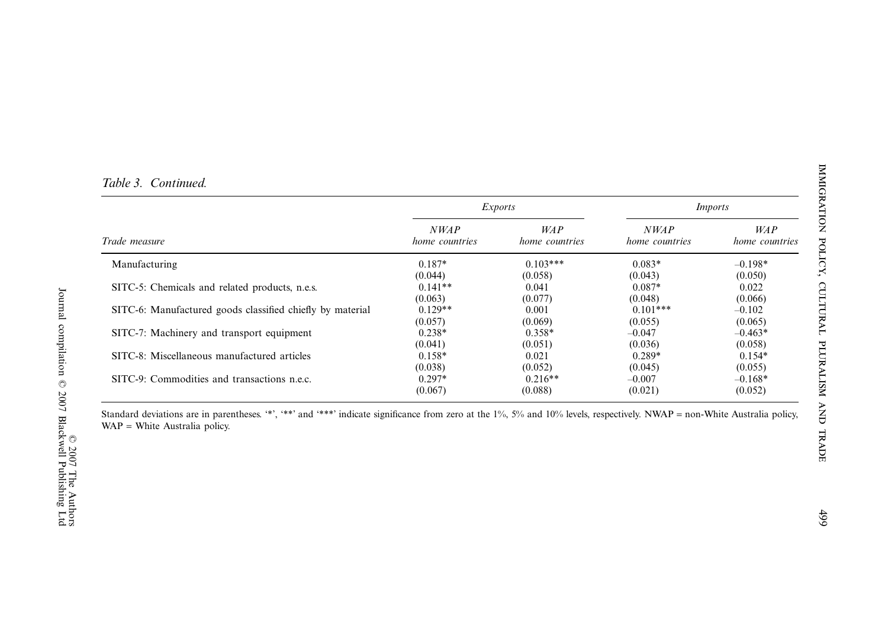*Table 3. Continued.*

| *Trade measure* | *Exports* | | *Imports* | |
|---|---|---|---|---|
| | *NWAP home countries* | *WAP home countries* | *NWAP home countries* | *WAP home countries* |
| Manufacturing | 0.187* | 0.103*** | 0.083* | –0.198* |
| | (0.044) | (0.058) | (0.043) | (0.050) |
| SITC-5: Chemicals and related products, n.e.s. | 0.141** | 0.041 | 0.087* | 0.022 |
| | (0.063) | (0.077) | (0.048) | (0.066) |
| SITC-6: Manufactured goods classified chiefly by material | 0.129** | 0.001 | 0.101*** | –0.102 |
| | (0.057) | (0.069) | (0.055) | (0.065) |
| SITC-7: Machinery and transport equipment | 0.238* | 0.358* | –0.047 | –0.463* |
| | (0.041) | (0.051) | (0.036) | (0.058) |
| SITC-8: Miscellaneous manufactured articles | 0.158* | 0.021 | 0.289* | 0.154* |
| | (0.038) | (0.052) | (0.045) | (0.055) |
| SITC-9: Commodities and transactions n.e.c. | 0.297* | 0.216** | –0.007 | –0.168* |
| | (0.067) | (0.088) | (0.021) | (0.052) |

Standard deviations are in parentheses. '*', '**' and '***' indicate significance from zero at the 1%, 5% and 10% levels, respectively. NWAP = non-White Australia policy, WAP = White Australia policy.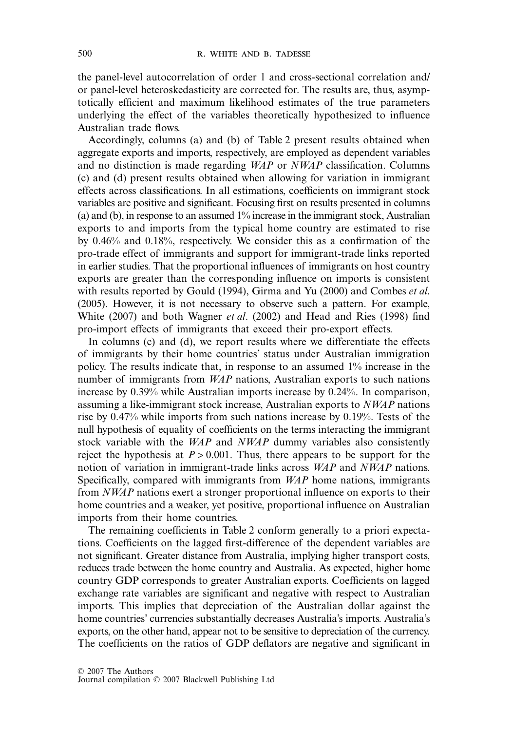the panel-level autocorrelation of order 1 and cross-sectional correlation and/or panel-level heteroskedasticity are corrected for. The results are, thus, asymptotically efficient and maximum likelihood estimates of the true parameters underlying the effect of the variables theoretically hypothesized to influence Australian trade flows.

Accordingly, columns (a) and (b) of Table 2 present results obtained when aggregate exports and imports, respectively, are employed as dependent variables and no distinction is made regarding *WAP* or *NWAP* classification. Columns (c) and (d) present results obtained when allowing for variation in immigrant effects across classifications. In all estimations, coefficients on immigrant stock variables are positive and significant. Focusing first on results presented in columns (a) and (b), in response to an assumed 1% increase in the immigrant stock, Australian exports to and imports from the typical home country are estimated to rise by 0.46% and 0.18%, respectively. We consider this as a confirmation of the pro-trade effect of immigrants and support for immigrant-trade links reported in earlier studies. That the proportional influences of immigrants on host country exports are greater than the corresponding influence on imports is consistent with results reported by Gould (1994), Girma and Yu (2000) and Combes *et al*. (2005). However, it is not necessary to observe such a pattern. For example, White (2007) and both Wagner *et al*. (2002) and Head and Ries (1998) find pro-import effects of immigrants that exceed their pro-export effects.

In columns (c) and (d), we report results where we differentiate the effects of immigrants by their home countries' status under Australian immigration policy. The results indicate that, in response to an assumed 1% increase in the number of immigrants from *WAP* nations, Australian exports to such nations increase by 0.39% while Australian imports increase by 0.24%. In comparison, assuming a like-immigrant stock increase, Australian exports to *NWAP* nations rise by 0.47% while imports from such nations increase by 0.19%. Tests of the null hypothesis of equality of coefficients on the terms interacting the immigrant stock variable with the *WAP* and *NWAP* dummy variables also consistently reject the hypothesis at $P > 0.001$. Thus, there appears to be support for the notion of variation in immigrant-trade links across *WAP* and *NWAP* nations. Specifically, compared with immigrants from *WAP* home nations, immigrants from *NWAP* nations exert a stronger proportional influence on exports to their home countries and a weaker, yet positive, proportional influence on Australian imports from their home countries.

The remaining coefficients in Table 2 conform generally to a priori expectations. Coefficients on the lagged first-difference of the dependent variables are not significant. Greater distance from Australia, implying higher transport costs, reduces trade between the home country and Australia. As expected, higher home country GDP corresponds to greater Australian exports. Coefficients on lagged exchange rate variables are significant and negative with respect to Australian imports. This implies that depreciation of the Australian dollar against the home countries' currencies substantially decreases Australia's imports. Australia's exports, on the other hand, appear not to be sensitive to depreciation of the currency. The coefficients on the ratios of GDP deflators are negative and significant in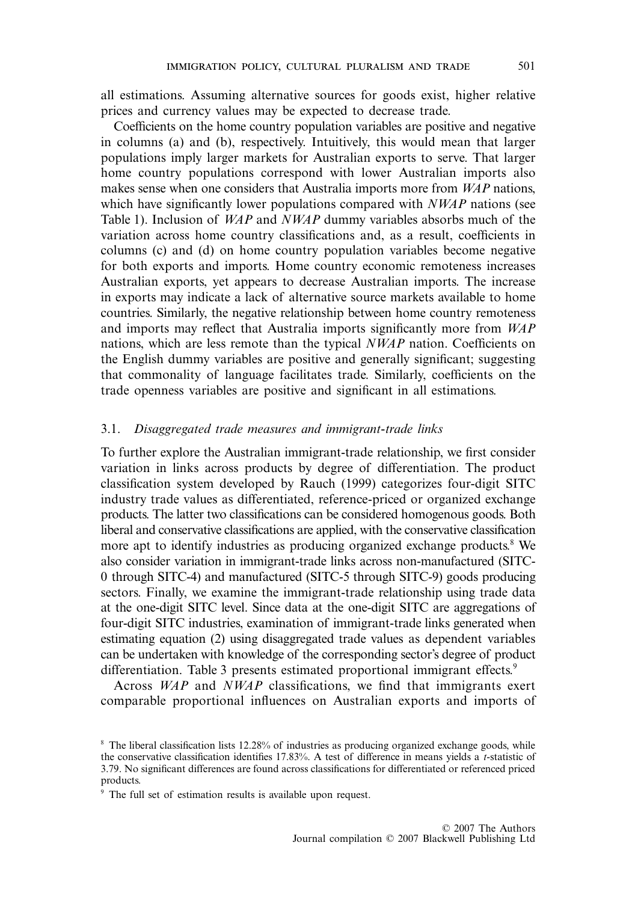all estimations. Assuming alternative sources for goods exist, higher relative prices and currency values may be expected to decrease trade.

Coefficients on the home country population variables are positive and negative in columns (a) and (b), respectively. Intuitively, this would mean that larger populations imply larger markets for Australian exports to serve. That larger home country populations correspond with lower Australian imports also makes sense when one considers that Australia imports more from *WAP* nations, which have significantly lower populations compared with *NWAP* nations (see Table 1). Inclusion of *WAP* and *NWAP* dummy variables absorbs much of the variation across home country classifications and, as a result, coefficients in columns (c) and (d) on home country population variables become negative for both exports and imports. Home country economic remoteness increases Australian exports, yet appears to decrease Australian imports. The increase in exports may indicate a lack of alternative source markets available to home countries. Similarly, the negative relationship between home country remoteness and imports may reflect that Australia imports significantly more from *WAP* nations, which are less remote than the typical *NWAP* nation. Coefficients on the English dummy variables are positive and generally significant; suggesting that commonality of language facilitates trade. Similarly, coefficients on the trade openness variables are positive and significant in all estimations.

### 3.1. *Disaggregated trade measures and immigrant-trade links*

To further explore the Australian immigrant-trade relationship, we first consider variation in links across products by degree of differentiation. The product classification system developed by Rauch (1999) categorizes four-digit SITC industry trade values as differentiated, reference-priced or organized exchange products. The latter two classifications can be considered homogenous goods. Both liberal and conservative classifications are applied, with the conservative classification more apt to identify industries as producing organized exchange products.[8] We also consider variation in immigrant-trade links across non-manufactured (SITC-0 through SITC-4) and manufactured (SITC-5 through SITC-9) goods producing sectors. Finally, we examine the immigrant-trade relationship using trade data at the one-digit SITC level. Since data at the one-digit SITC are aggregations of four-digit SITC industries, examination of immigrant-trade links generated when estimating equation (2) using disaggregated trade values as dependent variables can be undertaken with knowledge of the corresponding sector's degree of product differentiation. Table 3 presents estimated proportional immigrant effects.[9]

Across *WAP* and *NWAP* classifications, we find that immigrants exert comparable proportional influences on Australian exports and imports of

[8] The liberal classification lists 12.28% of industries as producing organized exchange goods, while the conservative classification identifies 17.83%. A test of difference in means yields a *t*-statistic of 3.79. No significant differences are found across classifications for differentiated or referenced priced products.

[9] The full set of estimation results is available upon request.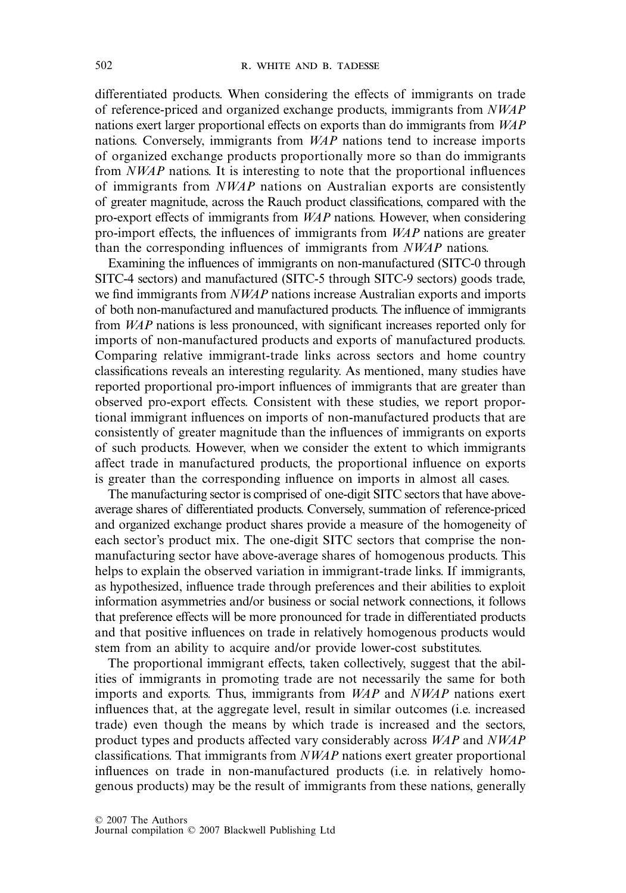differentiated products. When considering the effects of immigrants on trade of reference-priced and organized exchange products, immigrants from *NWAP* nations exert larger proportional effects on exports than do immigrants from *WAP* nations. Conversely, immigrants from *WAP* nations tend to increase imports of organized exchange products proportionally more so than do immigrants from *NWAP* nations. It is interesting to note that the proportional influences of immigrants from *NWAP* nations on Australian exports are consistently of greater magnitude, across the Rauch product classifications, compared with the pro-export effects of immigrants from *WAP* nations. However, when considering pro-import effects, the influences of immigrants from *WAP* nations are greater than the corresponding influences of immigrants from *NWAP* nations.

Examining the influences of immigrants on non-manufactured (SITC-0 through SITC-4 sectors) and manufactured (SITC-5 through SITC-9 sectors) goods trade, we find immigrants from *NWAP* nations increase Australian exports and imports of both non-manufactured and manufactured products. The influence of immigrants from *WAP* nations is less pronounced, with significant increases reported only for imports of non-manufactured products and exports of manufactured products. Comparing relative immigrant-trade links across sectors and home country classifications reveals an interesting regularity. As mentioned, many studies have reported proportional pro-import influences of immigrants that are greater than observed pro-export effects. Consistent with these studies, we report proportional immigrant influences on imports of non-manufactured products that are consistently of greater magnitude than the influences of immigrants on exports of such products. However, when we consider the extent to which immigrants affect trade in manufactured products, the proportional influence on exports is greater than the corresponding influence on imports in almost all cases.

The manufacturing sector is comprised of one-digit SITC sectors that have above-average shares of differentiated products. Conversely, summation of reference-priced and organized exchange product shares provide a measure of the homogeneity of each sector's product mix. The one-digit SITC sectors that comprise the non-manufacturing sector have above-average shares of homogenous products. This helps to explain the observed variation in immigrant-trade links. If immigrants, as hypothesized, influence trade through preferences and their abilities to exploit information asymmetries and/or business or social network connections, it follows that preference effects will be more pronounced for trade in differentiated products and that positive influences on trade in relatively homogenous products would stem from an ability to acquire and/or provide lower-cost substitutes.

The proportional immigrant effects, taken collectively, suggest that the abilities of immigrants in promoting trade are not necessarily the same for both imports and exports. Thus, immigrants from *WAP* and *NWAP* nations exert influences that, at the aggregate level, result in similar outcomes (i.e. increased trade) even though the means by which trade is increased and the sectors, product types and products affected vary considerably across *WAP* and *NWAP* classifications. That immigrants from *NWAP* nations exert greater proportional influences on trade in non-manufactured products (i.e. in relatively homogenous products) may be the result of immigrants from these nations, generally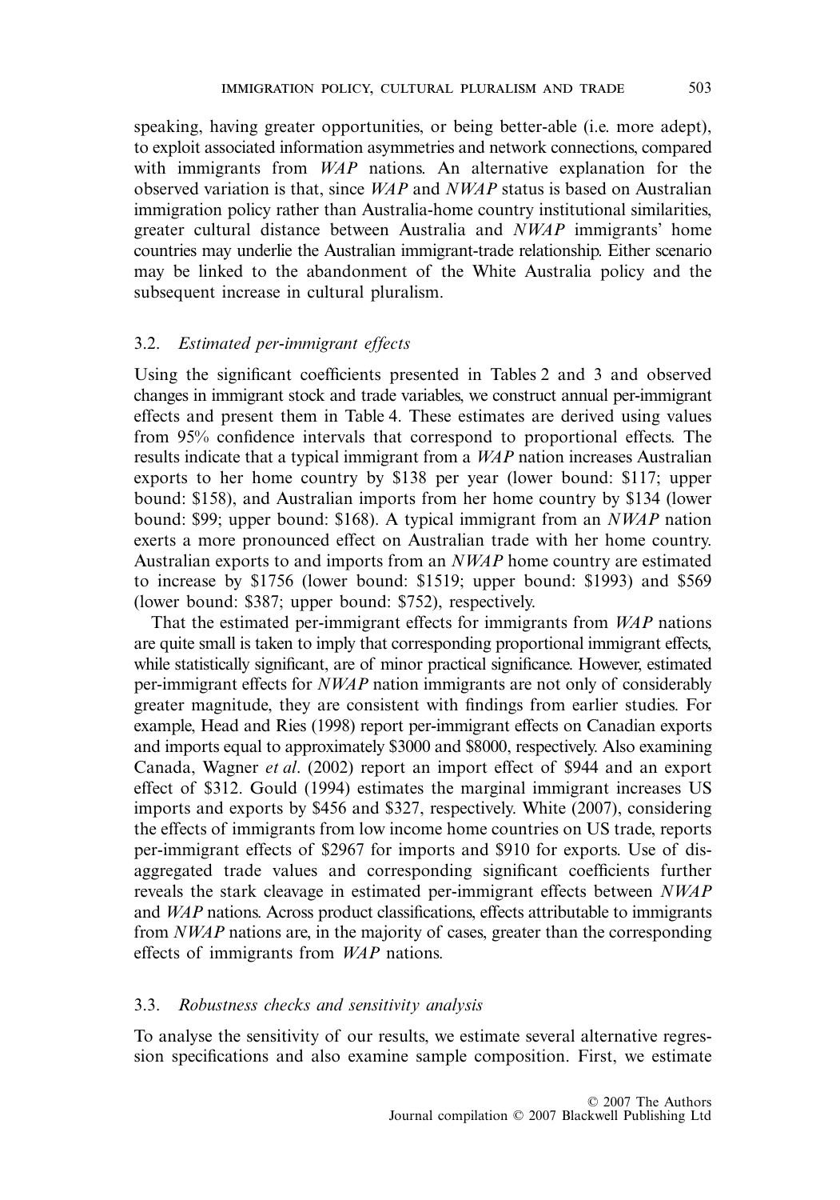speaking, having greater opportunities, or being better-able (i.e. more adept), to exploit associated information asymmetries and network connections, compared with immigrants from *WAP* nations. An alternative explanation for the observed variation is that, since *WAP* and *NWAP* status is based on Australian immigration policy rather than Australia-home country institutional similarities, greater cultural distance between Australia and *NWAP* immigrants' home countries may underlie the Australian immigrant-trade relationship. Either scenario may be linked to the abandonment of the White Australia policy and the subsequent increase in cultural pluralism.

### 3.2. *Estimated per-immigrant effects*

Using the significant coefficients presented in Tables 2 and 3 and observed changes in immigrant stock and trade variables, we construct annual per-immigrant effects and present them in Table 4. These estimates are derived using values from 95% confidence intervals that correspond to proportional effects. The results indicate that a typical immigrant from a *WAP* nation increases Australian exports to her home country by \$138 per year (lower bound: \$117; upper bound: \$158), and Australian imports from her home country by \$134 (lower bound: \$99; upper bound: \$168). A typical immigrant from an *NWAP* nation exerts a more pronounced effect on Australian trade with her home country. Australian exports to and imports from an *NWAP* home country are estimated to increase by \$1756 (lower bound: \$1519; upper bound: \$1993) and \$569 (lower bound: \$387; upper bound: \$752), respectively.

That the estimated per-immigrant effects for immigrants from *WAP* nations are quite small is taken to imply that corresponding proportional immigrant effects, while statistically significant, are of minor practical significance. However, estimated per-immigrant effects for *NWAP* nation immigrants are not only of considerably greater magnitude, they are consistent with findings from earlier studies. For example, Head and Ries (1998) report per-immigrant effects on Canadian exports and imports equal to approximately \$3000 and \$8000, respectively. Also examining Canada, Wagner *et al*. (2002) report an import effect of \$944 and an export effect of \$312. Gould (1994) estimates the marginal immigrant increases US imports and exports by \$456 and \$327, respectively. White (2007), considering the effects of immigrants from low income home countries on US trade, reports per-immigrant effects of \$2967 for imports and \$910 for exports. Use of disaggregated trade values and corresponding significant coefficients further reveals the stark cleavage in estimated per-immigrant effects between *NWAP* and *WAP* nations. Across product classifications, effects attributable to immigrants from *NWAP* nations are, in the majority of cases, greater than the corresponding effects of immigrants from *WAP* nations.

### 3.3. *Robustness checks and sensitivity analysis*

To analyse the sensitivity of our results, we estimate several alternative regression specifications and also examine sample composition. First, we estimate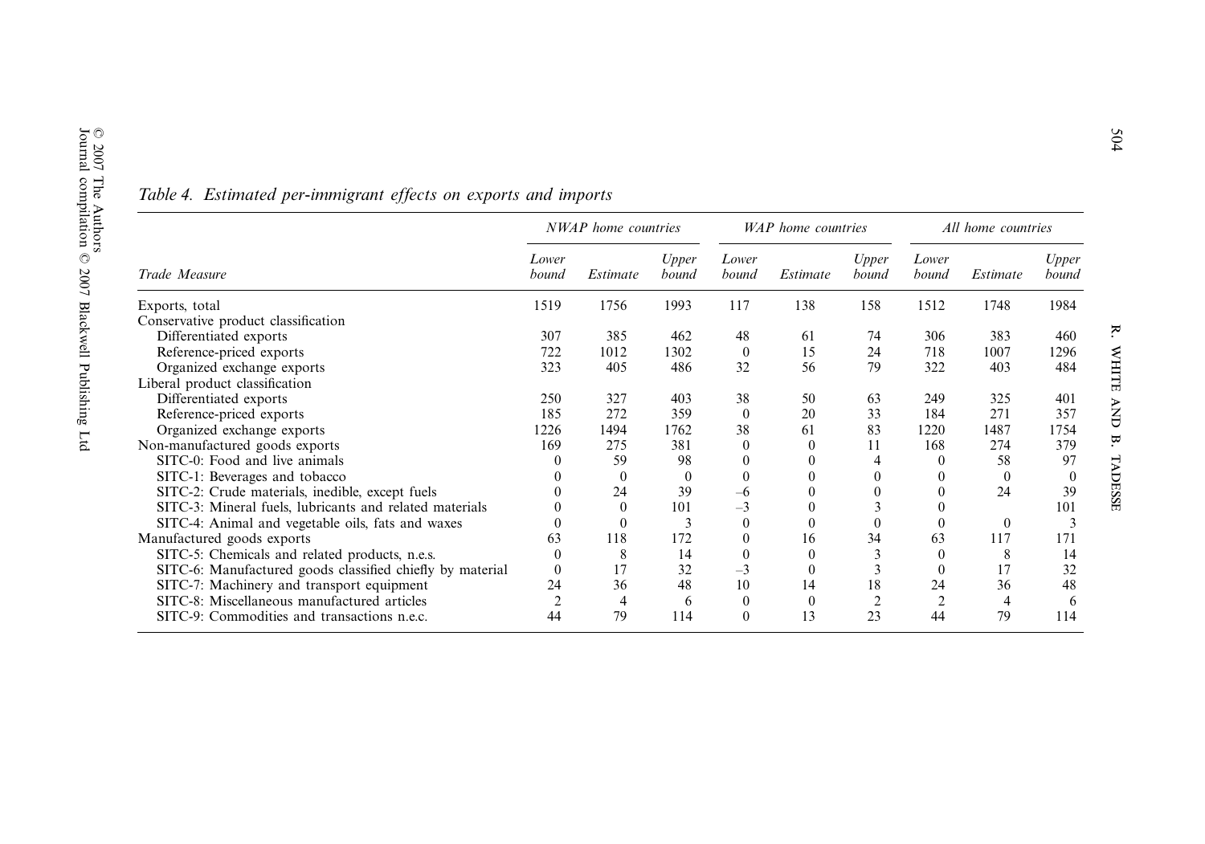*Table 4. Estimated per-immigrant effects on exports and imports*

| Trade Measure | NWAP home countries | | | WAP home countries | | | All home countries | | |
|---|---|---|---|---|---|---|---|---|---|
| | Lower bound | Estimate | Upper bound | Lower bound | Estimate | Upper bound | Lower bound | Estimate | Upper bound |
| Exports, total | 1519 | 1756 | 1993 | 117 | 138 | 158 | 1512 | 1748 | 1984 |
| Conservative product classification | | | | | | | | | |
| Differentiated exports | 307 | 385 | 462 | 48 | 61 | 74 | 306 | 383 | 460 |
| Reference-priced exports | 722 | 1012 | 1302 | 0 | 15 | 24 | 718 | 1007 | 1296 |
| Organized exchange exports | 323 | 405 | 486 | 32 | 56 | 79 | 322 | 403 | 484 |
| Liberal product classification | | | | | | | | | |
| Differentiated exports | 250 | 327 | 403 | 38 | 50 | 63 | 249 | 325 | 401 |
| Reference-priced exports | 185 | 272 | 359 | 0 | 20 | 33 | 184 | 271 | 357 |
| Organized exchange exports | 1226 | 1494 | 1762 | 38 | 61 | 83 | 1220 | 1487 | 1754 |
| Non-manufactured goods exports | 169 | 275 | 381 | 0 | 0 | 11 | 168 | 274 | 379 |
| SITC-0: Food and live animals | 0 | 59 | 98 | 0 | 0 | 4 | 0 | 58 | 97 |
| SITC-1: Beverages and tobacco | 0 | 0 | 0 | 0 | 0 | 0 | 0 | 0 | 0 |
| SITC-2: Crude materials, inedible, except fuels | 0 | 24 | 39 | –6 | 0 | 0 | 0 | 24 | 39 |
| SITC-3: Mineral fuels, lubricants and related materials | 0 | 0 | 101 | –3 | 0 | 3 | 0 | | 101 |
| SITC-4: Animal and vegetable oils, fats and waxes | 0 | 0 | 3 | 0 | 0 | 0 | 0 | 0 | 3 |
| Manufactured goods exports | 63 | 118 | 172 | 0 | 16 | 34 | 63 | 117 | 171 |
| SITC-5: Chemicals and related products, n.e.s. | 0 | 8 | 14 | 0 | 0 | 3 | 0 | 8 | 14 |
| SITC-6: Manufactured goods classified chiefly by material | 0 | 17 | 32 | –3 | 0 | 3 | 0 | 17 | 32 |
| SITC-7: Machinery and transport equipment | 24 | 36 | 48 | 10 | 14 | 18 | 24 | 36 | 48 |
| SITC-8: Miscellaneous manufactured articles | 2 | 4 | 6 | 0 | 0 | 2 | 2 | 4 | 6 |
| SITC-9: Commodities and transactions n.e.c. | 44 | 79 | 114 | 0 | 13 | 23 | 44 | 79 | 114 |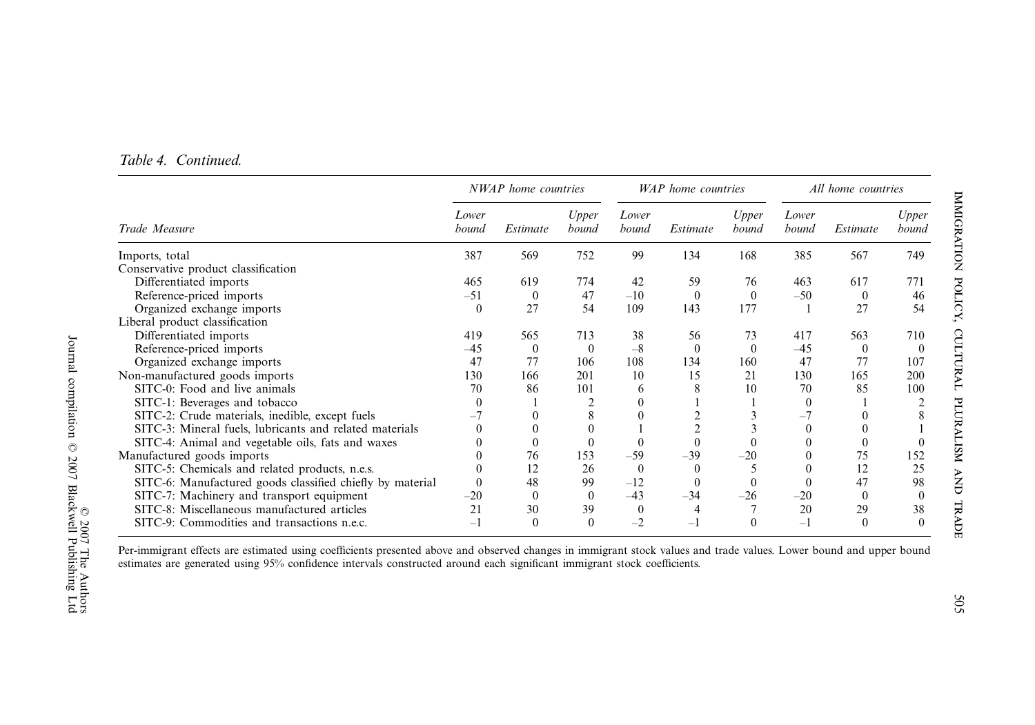*Table 4. Continued.*

| Trade Measure | NWAP home countries | | | WAP home countries | | | All home countries | | |
|---|---|---|---|---|---|---|---|---|---|
| | *Lower bound* | *Estimate* | *Upper bound* | *Lower bound* | *Estimate* | *Upper bound* | *Lower bound* | *Estimate* | *Upper bound* |
| Imports, total | 387 | 569 | 752 | 99 | 134 | 168 | 385 | 567 | 749 |
| Conservative product classification | | | | | | | | | |
| Differentiated imports | 465 | 619 | 774 | 42 | 59 | 76 | 463 | 617 | 771 |
| Reference-priced imports | –51 | 0 | 47 | –10 | 0 | 0 | –50 | 0 | 46 |
| Organized exchange imports | 0 | 27 | 54 | 109 | 143 | 177 | 1 | 27 | 54 |
| Liberal product classification | | | | | | | | | |
| Differentiated imports | 419 | 565 | 713 | 38 | 56 | 73 | 417 | 563 | 710 |
| Reference-priced imports | –45 | 0 | 0 | –8 | 0 | 0 | –45 | 0 | 0 |
| Organized exchange imports | 47 | 77 | 106 | 108 | 134 | 160 | 47 | 77 | 107 |
| Non-manufactured goods imports | 130 | 166 | 201 | 10 | 15 | 21 | 130 | 165 | 200 |
| SITC-0: Food and live animals | 70 | 86 | 101 | 6 | 8 | 10 | 70 | 85 | 100 |
| SITC-1: Beverages and tobacco | 0 | 1 | 2 | 0 | 1 | 1 | 0 | 1 | 2 |
| SITC-2: Crude materials, inedible, except fuels | –7 | 0 | 8 | 0 | 2 | 3 | –7 | 0 | 8 |
| SITC-3: Mineral fuels, lubricants and related materials | 0 | 0 | 0 | 1 | 2 | 3 | 0 | 0 | 1 |
| SITC-4: Animal and vegetable oils, fats and waxes | 0 | 0 | 0 | 0 | 0 | 0 | 0 | 0 | 0 |
| Manufactured goods imports | 0 | 76 | 153 | –59 | –39 | –20 | 0 | 75 | 152 |
| SITC-5: Chemicals and related products, n.e.s. | 0 | 12 | 26 | 0 | 0 | 5 | 0 | 12 | 25 |
| SITC-6: Manufactured goods classified chiefly by material | 0 | 48 | 99 | –12 | 0 | 0 | 0 | 47 | 98 |
| SITC-7: Machinery and transport equipment | –20 | 0 | 0 | –43 | –34 | –26 | –20 | 0 | 0 |
| SITC-8: Miscellaneous manufactured articles | 21 | 30 | 39 | 0 | 4 | 7 | 20 | 29 | 38 |
| SITC-9: Commodities and transactions n.e.c. | –1 | 0 | 0 | –2 | –1 | 0 | –1 | 0 | 0 |

Per-immigrant effects are estimated using coefficients presented above and observed changes in immigrant stock values and trade values. Lower bound and upper bound estimates are generated using 95% confidence intervals constructed around each significant immigrant stock coefficients.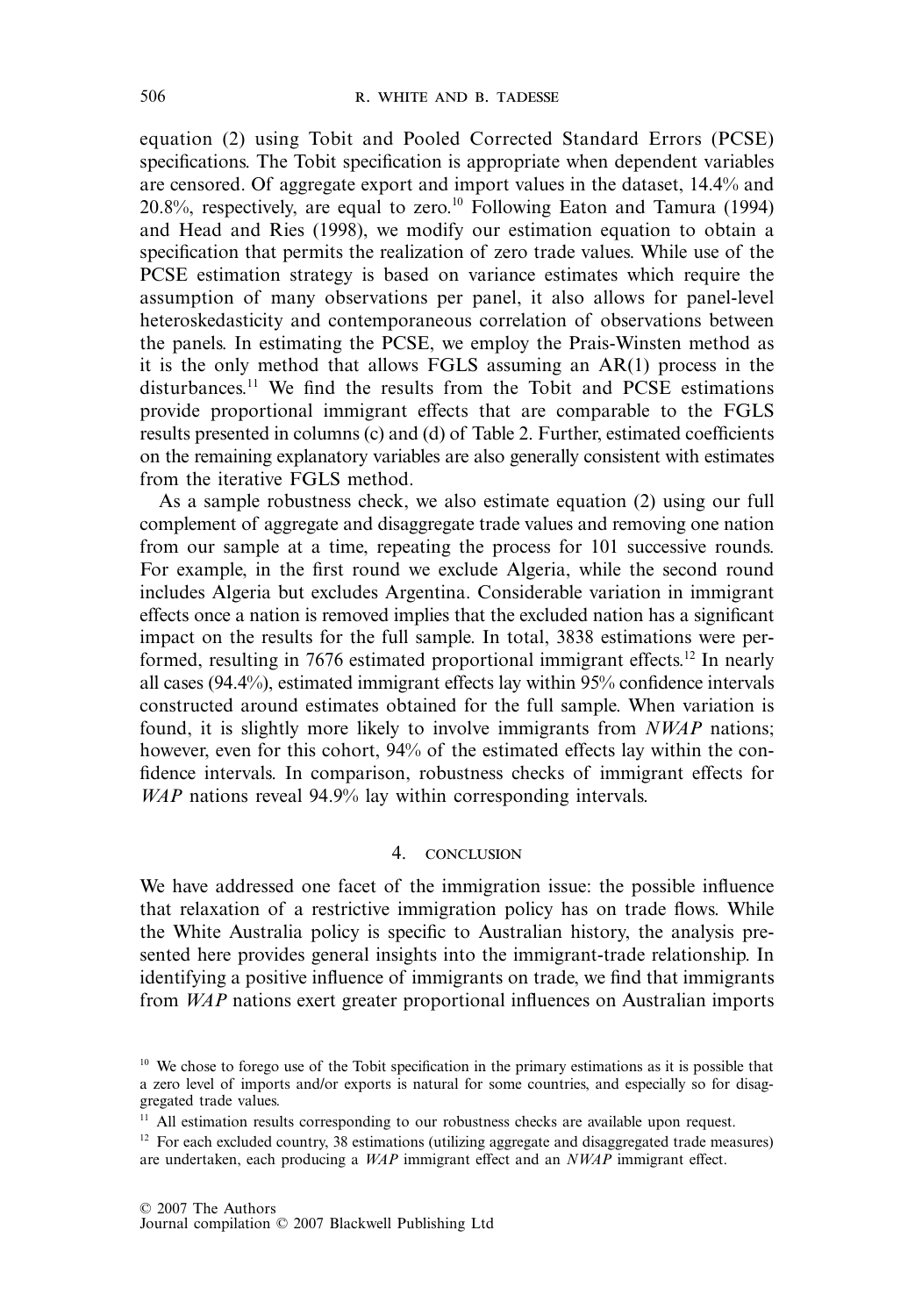equation (2) using Tobit and Pooled Corrected Standard Errors (PCSE) specifications. The Tobit specification is appropriate when dependent variables are censored. Of aggregate export and import values in the dataset, 14.4% and 20.8%, respectively, are equal to zero.[10] Following Eaton and Tamura (1994) and Head and Ries (1998), we modify our estimation equation to obtain a specification that permits the realization of zero trade values. While use of the PCSE estimation strategy is based on variance estimates which require the assumption of many observations per panel, it also allows for panel-level heteroskedasticity and contemporaneous correlation of observations between the panels. In estimating the PCSE, we employ the Prais-Winsten method as it is the only method that allows FGLS assuming an AR(1) process in the disturbances.[11] We find the results from the Tobit and PCSE estimations provide proportional immigrant effects that are comparable to the FGLS results presented in columns (c) and (d) of Table 2. Further, estimated coefficients on the remaining explanatory variables are also generally consistent with estimates from the iterative FGLS method.

As a sample robustness check, we also estimate equation (2) using our full complement of aggregate and disaggregate trade values and removing one nation from our sample at a time, repeating the process for 101 successive rounds. For example, in the first round we exclude Algeria, while the second round includes Algeria but excludes Argentina. Considerable variation in immigrant effects once a nation is removed implies that the excluded nation has a significant impact on the results for the full sample. In total, 3838 estimations were performed, resulting in 7676 estimated proportional immigrant effects.[12] In nearly all cases (94.4%), estimated immigrant effects lay within 95% confidence intervals constructed around estimates obtained for the full sample. When variation is found, it is slightly more likely to involve immigrants from *NWAP* nations; however, even for this cohort, 94% of the estimated effects lay within the confidence intervals. In comparison, robustness checks of immigrant effects for *WAP* nations reveal 94.9% lay within corresponding intervals.

## 4. CONCLUSION

We have addressed one facet of the immigration issue: the possible influence that relaxation of a restrictive immigration policy has on trade flows. While the White Australia policy is specific to Australian history, the analysis presented here provides general insights into the immigrant-trade relationship. In identifying a positive influence of immigrants on trade, we find that immigrants from *WAP* nations exert greater proportional influences on Australian imports

[10] We chose to forego use of the Tobit specification in the primary estimations as it is possible that a zero level of imports and/or exports is natural for some countries, and especially so for disaggregated trade values.

[11] All estimation results corresponding to our robustness checks are available upon request.

[12] For each excluded country, 38 estimations (utilizing aggregate and disaggregated trade measures) are undertaken, each producing a *WAP* immigrant effect and an *NWAP* immigrant effect.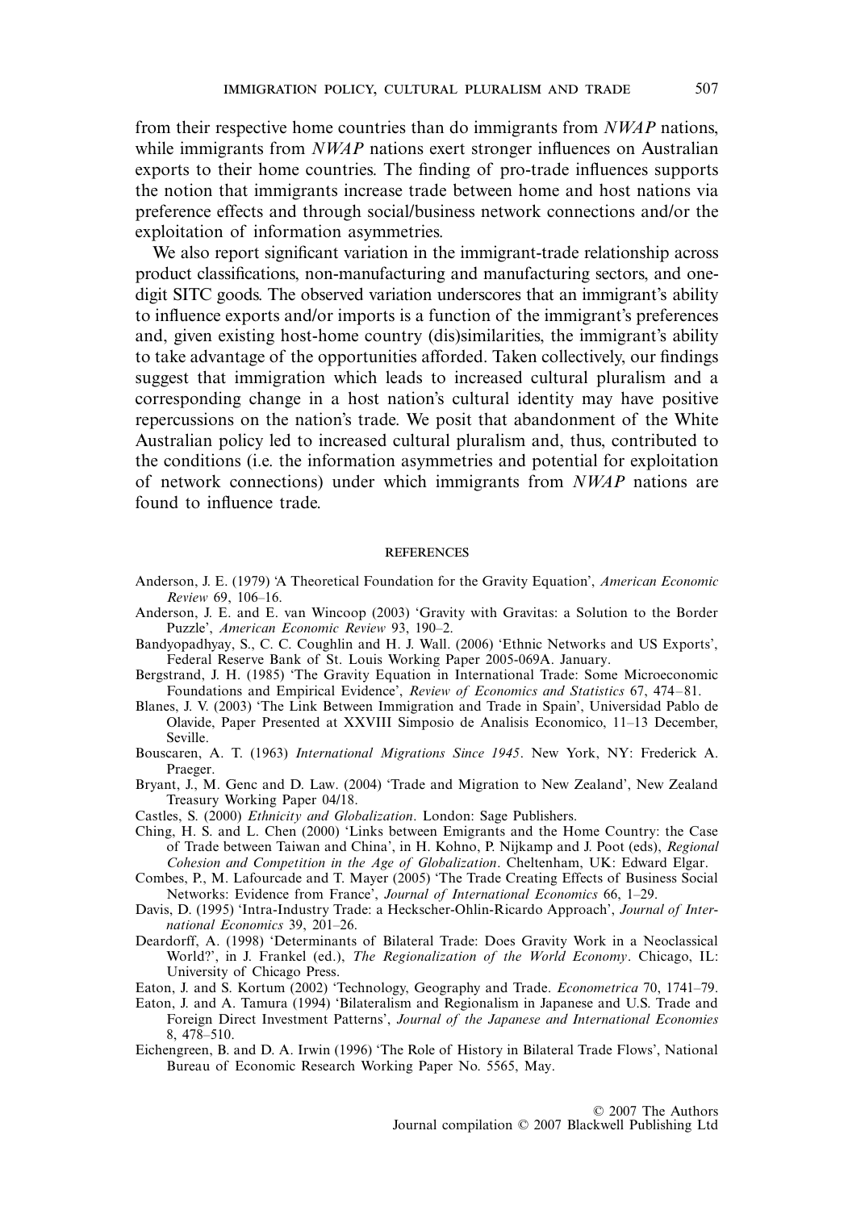from their respective home countries than do immigrants from *NWAP* nations, while immigrants from *NWAP* nations exert stronger influences on Australian exports to their home countries. The finding of pro-trade influences supports the notion that immigrants increase trade between home and host nations via preference effects and through social/business network connections and/or the exploitation of information asymmetries.

We also report significant variation in the immigrant-trade relationship across product classifications, non-manufacturing and manufacturing sectors, and one-digit SITC goods. The observed variation underscores that an immigrant's ability to influence exports and/or imports is a function of the immigrant's preferences and, given existing host-home country (dis)similarities, the immigrant's ability to take advantage of the opportunities afforded. Taken collectively, our findings suggest that immigration which leads to increased cultural pluralism and a corresponding change in a host nation's cultural identity may have positive repercussions on the nation's trade. We posit that abandonment of the White Australian policy led to increased cultural pluralism and, thus, contributed to the conditions (i.e. the information asymmetries and potential for exploitation of network connections) under which immigrants from *NWAP* nations are found to influence trade.

## REFERENCES

Anderson, J. E. (1979) 'A Theoretical Foundation for the Gravity Equation', *American Economic Review* 69, 106–16.

Anderson, J. E. and E. van Wincoop (2003) 'Gravity with Gravitas: a Solution to the Border Puzzle', *American Economic Review* 93, 190–2.

Bandyopadhyay, S., C. C. Coughlin and H. J. Wall. (2006) 'Ethnic Networks and US Exports', Federal Reserve Bank of St. Louis Working Paper 2005-069A. January.

Bergstrand, J. H. (1985) 'The Gravity Equation in International Trade: Some Microeconomic Foundations and Empirical Evidence', *Review of Economics and Statistics* 67, 474–81.

Blanes, J. V. (2003) 'The Link Between Immigration and Trade in Spain', Universidad Pablo de Olavide, Paper Presented at XXVIII Simposio de Analisis Economico, 11–13 December, Seville.

Bouscaren, A. T. (1963) *International Migrations Since 1945*. New York, NY: Frederick A. Praeger.

Bryant, J., M. Genc and D. Law. (2004) 'Trade and Migration to New Zealand', New Zealand Treasury Working Paper 04/18.

Castles, S. (2000) *Ethnicity and Globalization*. London: Sage Publishers.

Ching, H. S. and L. Chen (2000) 'Links between Emigrants and the Home Country: the Case of Trade between Taiwan and China', in H. Kohno, P. Nijkamp and J. Poot (eds), *Regional Cohesion and Competition in the Age of Globalization*. Cheltenham, UK: Edward Elgar.

Combes, P., M. Lafourcade and T. Mayer (2005) 'The Trade Creating Effects of Business Social Networks: Evidence from France', *Journal of International Economics* 66, 1–29.

Davis, D. (1995) 'Intra-Industry Trade: a Heckscher-Ohlin-Ricardo Approach', *Journal of International Economics* 39, 201–26.

Deardorff, A. (1998) 'Determinants of Bilateral Trade: Does Gravity Work in a Neoclassical World?', in J. Frankel (ed.), *The Regionalization of the World Economy*. Chicago, IL: University of Chicago Press.

Eaton, J. and S. Kortum (2002) 'Technology, Geography and Trade. *Econometrica* 70, 1741–79.

Eaton, J. and A. Tamura (1994) 'Bilateralism and Regionalism in Japanese and U.S. Trade and Foreign Direct Investment Patterns', *Journal of the Japanese and International Economies* 8, 478–510.

Eichengreen, B. and D. A. Irwin (1996) 'The Role of History in Bilateral Trade Flows', National Bureau of Economic Research Working Paper No. 5565, May.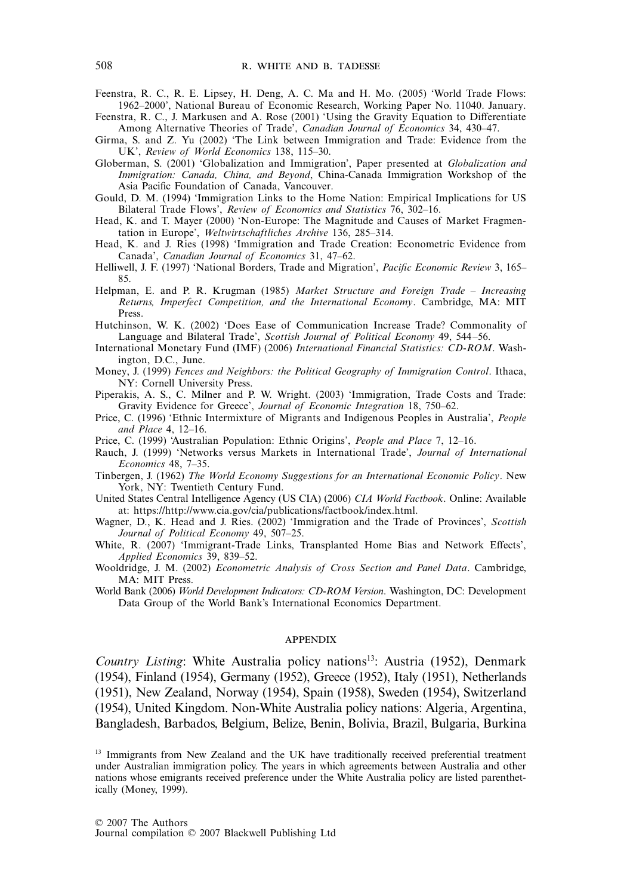Feenstra, R. C., R. E. Lipsey, H. Deng, A. C. Ma and H. Mo. (2005) 'World Trade Flows: 1962–2000', National Bureau of Economic Research, Working Paper No. 11040. January.

Feenstra, R. C., J. Markusen and A. Rose (2001) 'Using the Gravity Equation to Differentiate Among Alternative Theories of Trade', *Canadian Journal of Economics* 34, 430–47.

Girma, S. and Z. Yu (2002) 'The Link between Immigration and Trade: Evidence from the UK', *Review of World Economics* 138, 115–30.

Globerman, S. (2001) 'Globalization and Immigration', Paper presented at *Globalization and Immigration: Canada, China, and Beyond*, China-Canada Immigration Workshop of the Asia Pacific Foundation of Canada, Vancouver.

Gould, D. M. (1994) 'Immigration Links to the Home Nation: Empirical Implications for US Bilateral Trade Flows', *Review of Economics and Statistics* 76, 302–16.

Head, K. and T. Mayer (2000) 'Non-Europe: The Magnitude and Causes of Market Fragmentation in Europe', *Weltwirtschaftliches Archive* 136, 285–314.

Head, K. and J. Ries (1998) 'Immigration and Trade Creation: Econometric Evidence from Canada', *Canadian Journal of Economics* 31, 47–62.

Helliwell, J. F. (1997) 'National Borders, Trade and Migration', *Pacific Economic Review* 3, 165–85.

Helpman, E. and P. R. Krugman (1985) *Market Structure and Foreign Trade – Increasing Returns, Imperfect Competition, and the International Economy*. Cambridge, MA: MIT Press.

Hutchinson, W. K. (2002) 'Does Ease of Communication Increase Trade? Commonality of Language and Bilateral Trade', *Scottish Journal of Political Economy* 49, 544–56.

International Monetary Fund (IMF) (2006) *International Financial Statistics: CD-ROM*. Washington, D.C., June.

Money, J. (1999) *Fences and Neighbors: the Political Geography of Immigration Control*. Ithaca, NY: Cornell University Press.

Piperakis, A. S., C. Milner and P. W. Wright. (2003) 'Immigration, Trade Costs and Trade: Gravity Evidence for Greece', *Journal of Economic Integration* 18, 750–62.

Price, C. (1996) 'Ethnic Intermixture of Migrants and Indigenous Peoples in Australia', *People and Place* 4, 12–16.

Price, C. (1999) 'Australian Population: Ethnic Origins', *People and Place* 7, 12–16.

Rauch, J. (1999) 'Networks versus Markets in International Trade', *Journal of International Economics* 48, 7–35.

Tinbergen, J. (1962) *The World Economy Suggestions for an International Economic Policy*. New York, NY: Twentieth Century Fund.

United States Central Intelligence Agency (US CIA) (2006) *CIA World Factbook*. Online: Available at: https://http://www.cia.gov/cia/publications/factbook/index.html.

Wagner, D., K. Head and J. Ries. (2002) 'Immigration and the Trade of Provinces', *Scottish Journal of Political Economy* 49, 507–25.

White, R. (2007) 'Immigrant-Trade Links, Transplanted Home Bias and Network Effects', *Applied Economics* 39, 839–52.

Wooldridge, J. M. (2002) *Econometric Analysis of Cross Section and Panel Data*. Cambridge, MA: MIT Press.

World Bank (2006) *World Development Indicators: CD-ROM Version*. Washington, DC: Development Data Group of the World Bank's International Economics Department.

## APPENDIX

*Country Listing*: White Australia policy nations[13]: Austria (1952), Denmark (1954), Finland (1954), Germany (1952), Greece (1952), Italy (1951), Netherlands (1951), New Zealand, Norway (1954), Spain (1958), Sweden (1954), Switzerland (1954), United Kingdom. Non-White Australia policy nations: Algeria, Argentina, Bangladesh, Barbados, Belgium, Belize, Benin, Bolivia, Brazil, Bulgaria, Burkina

[13] Immigrants from New Zealand and the UK have traditionally received preferential treatment under Australian immigration policy. The years in which agreements between Australia and other nations whose emigrants received preference under the White Australia policy are listed parenthetically (Money, 1999).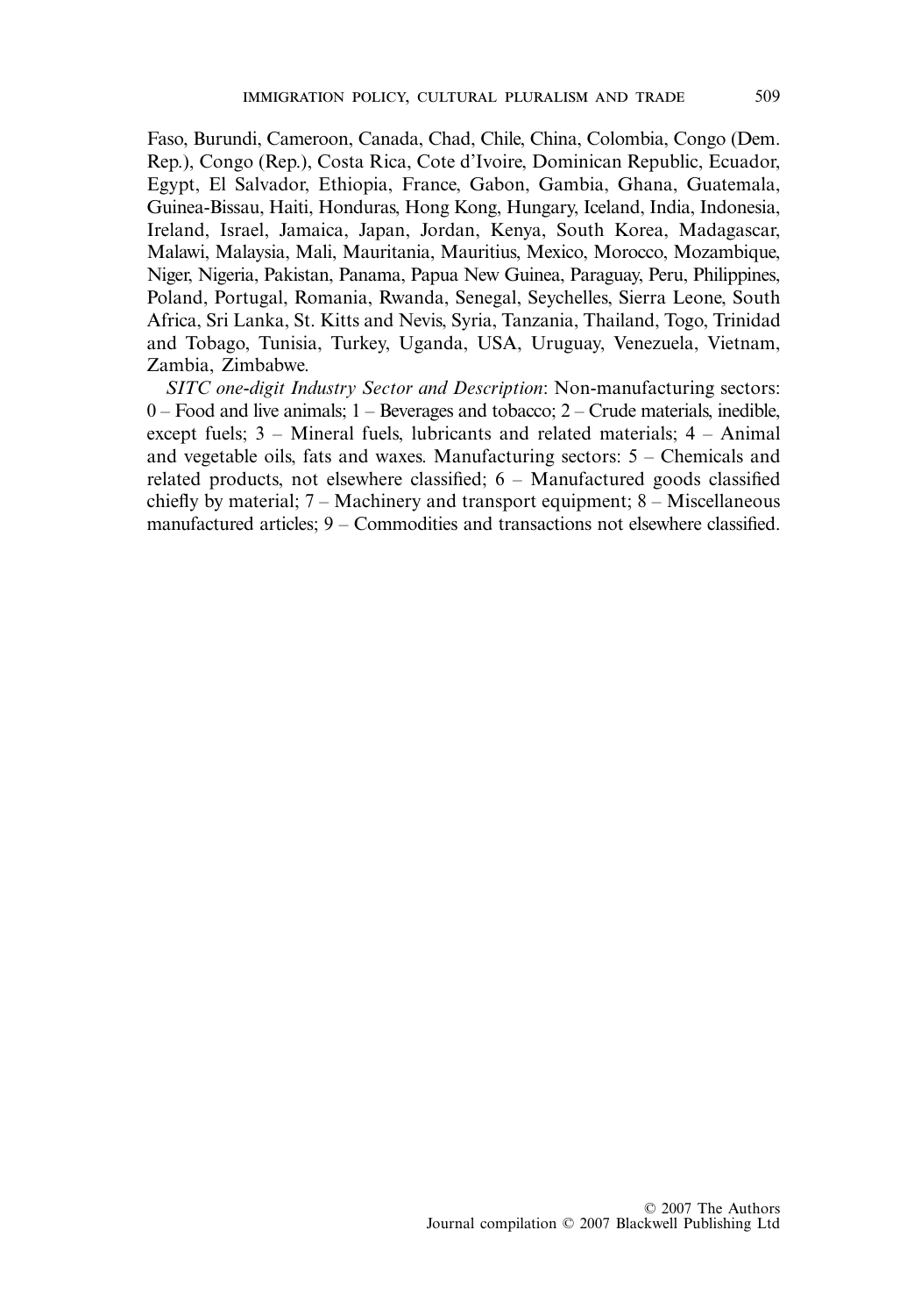Faso, Burundi, Cameroon, Canada, Chad, Chile, China, Colombia, Congo (Dem. Rep.), Congo (Rep.), Costa Rica, Cote d'Ivoire, Dominican Republic, Ecuador, Egypt, El Salvador, Ethiopia, France, Gabon, Gambia, Ghana, Guatemala, Guinea-Bissau, Haiti, Honduras, Hong Kong, Hungary, Iceland, India, Indonesia, Ireland, Israel, Jamaica, Japan, Jordan, Kenya, South Korea, Madagascar, Malawi, Malaysia, Mali, Mauritania, Mauritius, Mexico, Morocco, Mozambique, Niger, Nigeria, Pakistan, Panama, Papua New Guinea, Paraguay, Peru, Philippines, Poland, Portugal, Romania, Rwanda, Senegal, Seychelles, Sierra Leone, South Africa, Sri Lanka, St. Kitts and Nevis, Syria, Tanzania, Thailand, Togo, Trinidad and Tobago, Tunisia, Turkey, Uganda, USA, Uruguay, Venezuela, Vietnam, Zambia, Zimbabwe.

*SITC one-digit Industry Sector and Description*: Non-manufacturing sectors: 0 – Food and live animals; 1 – Beverages and tobacco; 2 – Crude materials, inedible, except fuels; 3 – Mineral fuels, lubricants and related materials; 4 – Animal and vegetable oils, fats and waxes. Manufacturing sectors: 5 – Chemicals and related products, not elsewhere classified; 6 – Manufactured goods classified chiefly by material; 7 – Machinery and transport equipment; 8 – Miscellaneous manufactured articles; 9 – Commodities and transactions not elsewhere classified.